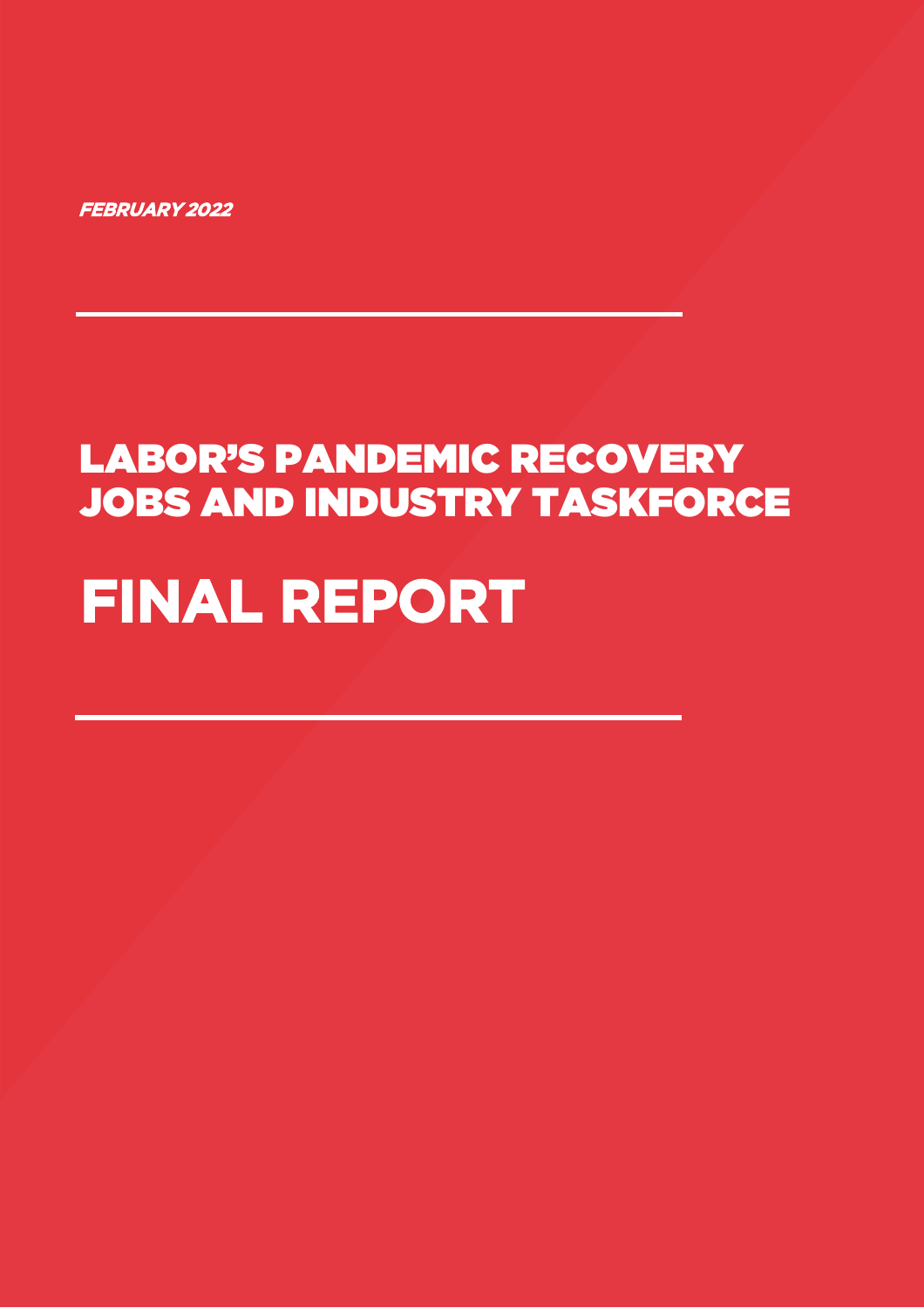*FEBRUARY 2022*

# LABOR'S PANDEMIC RECOVERY JOBS AND INDUSTRY TASKFORCE

# FINAL REPORT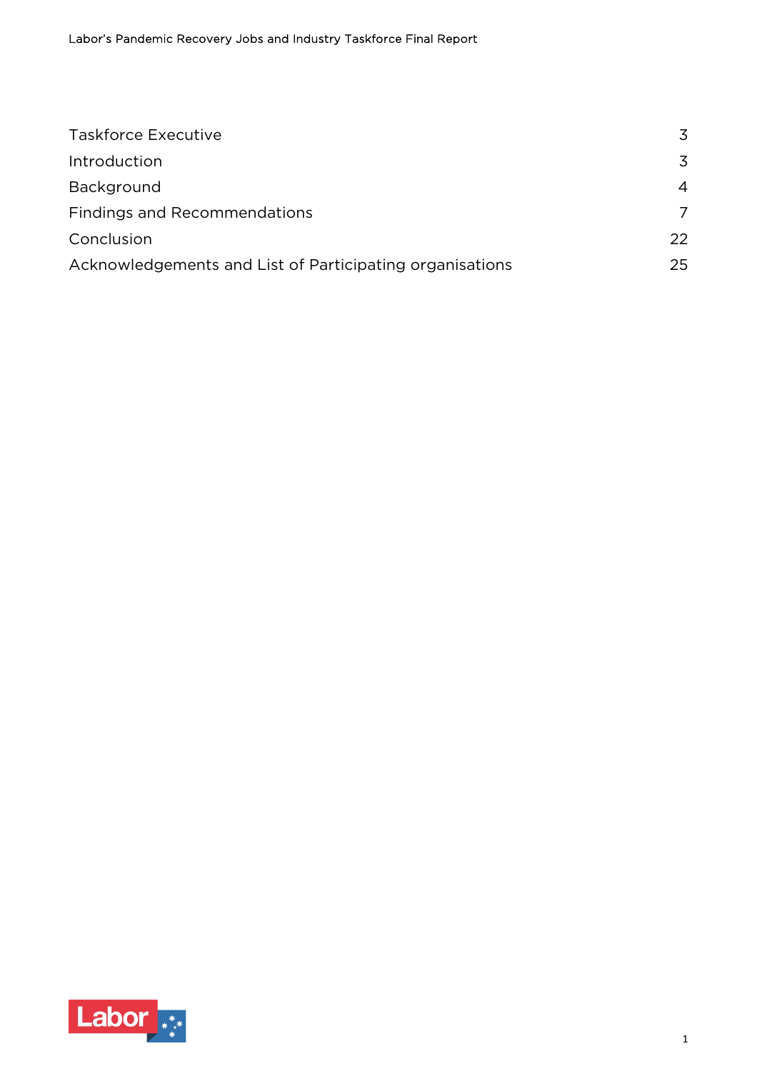| | |
|---|---|
| Taskforce Executive | 3 |
| Introduction | 3 |
| Background | 4 |
| Findings and Recommendations | 7 |
| Conclusion | 22 |
| Acknowledgements and List of Participating organisations | 25 |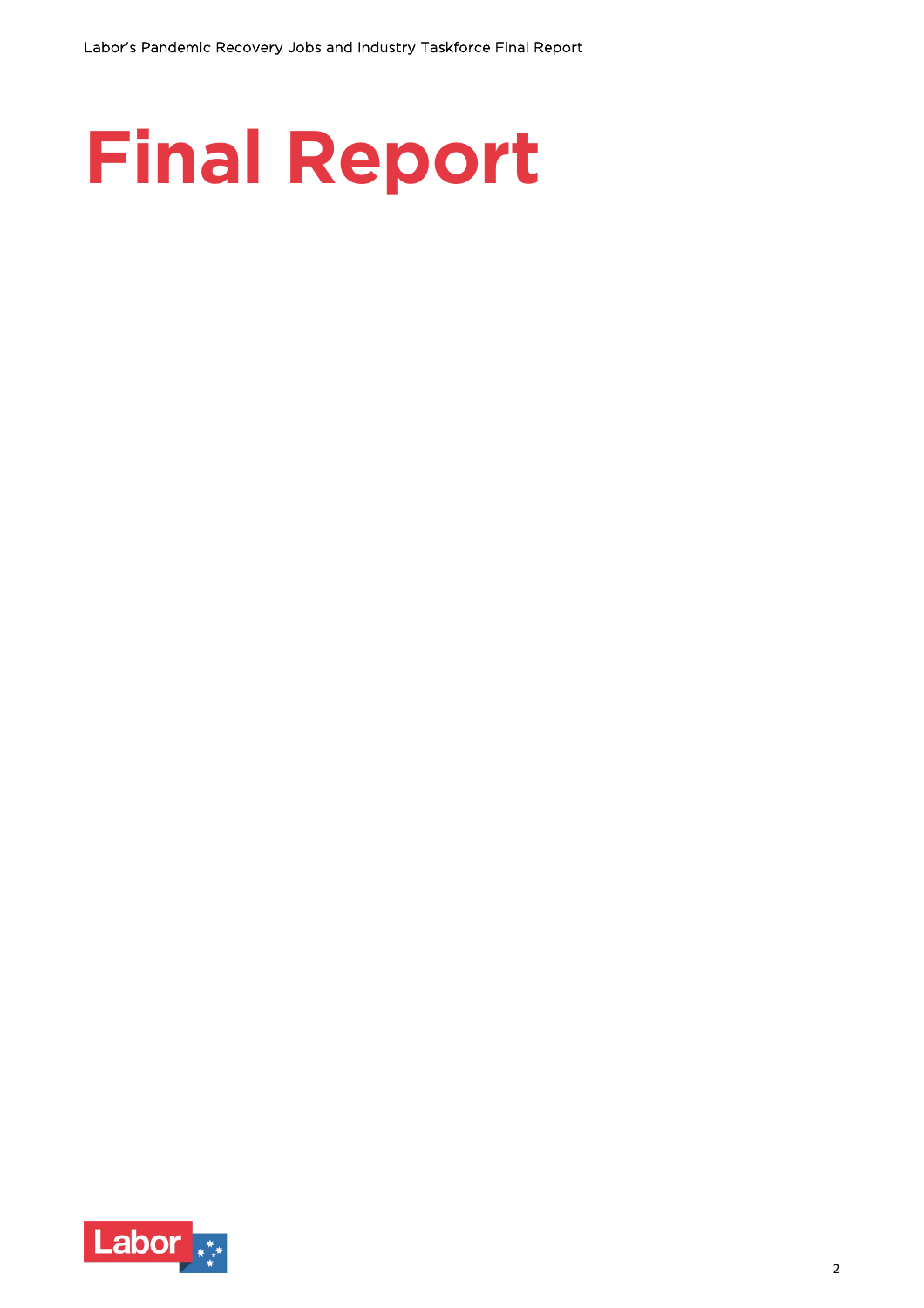# Final Report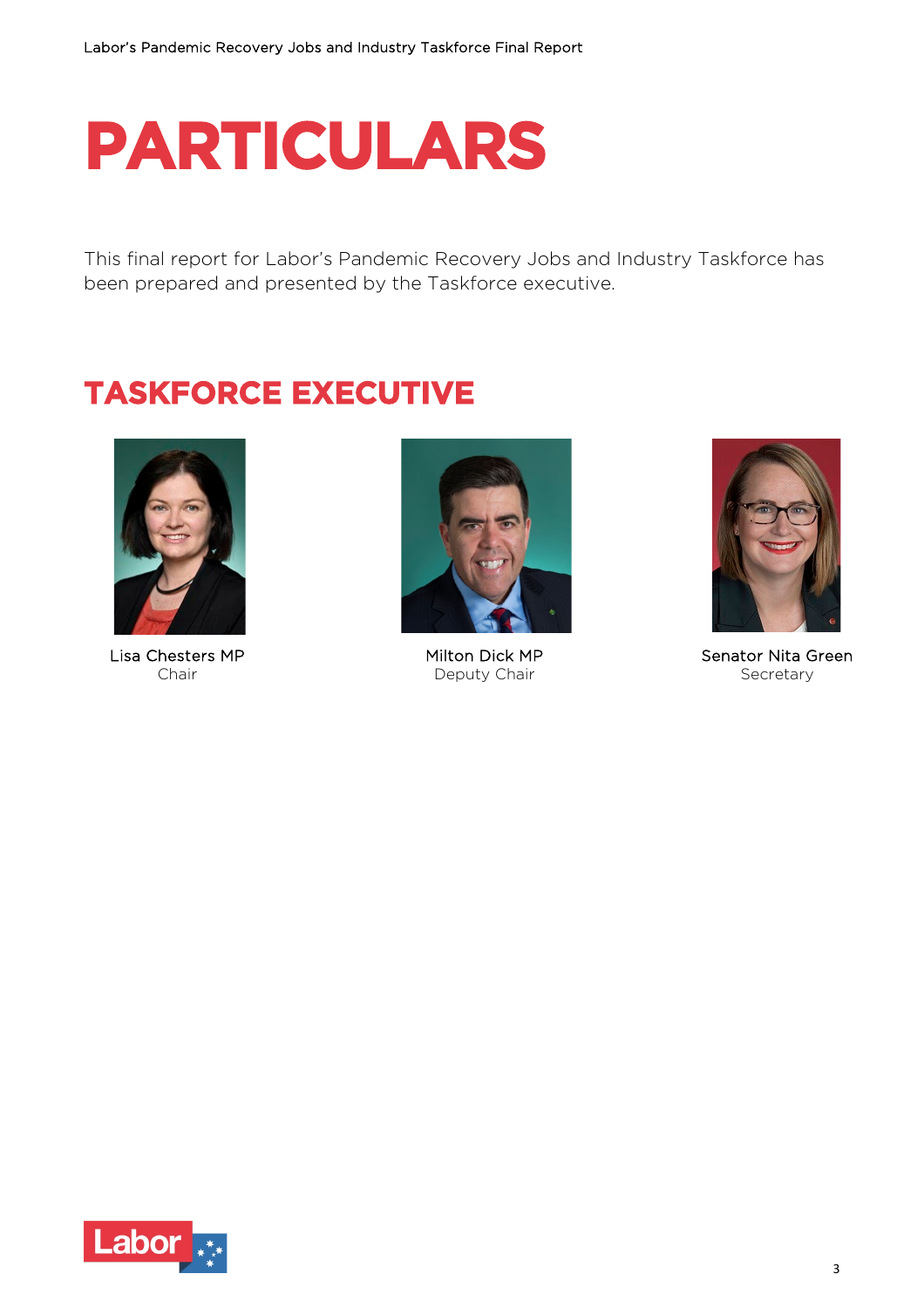# PARTICULARS

This final report for Labor's Pandemic Recovery Jobs and Industry Taskforce has been prepared and presented by the Taskforce executive.

## TASKFORCE EXECUTIVE

Lisa Chesters MP
Chair

Milton Dick MP
Deputy Chair

Senator Nita Green
Secretary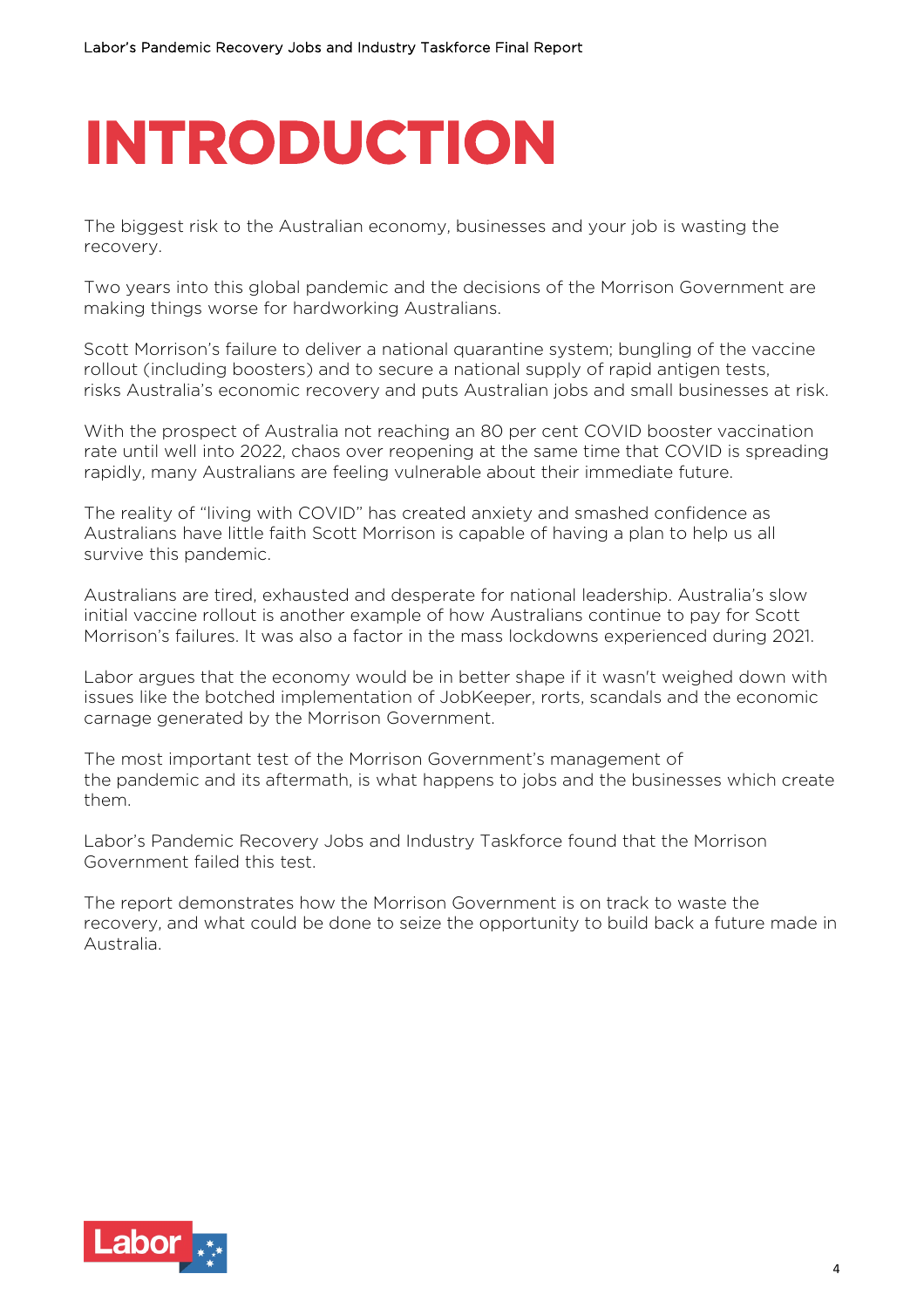# INTRODUCTION

The biggest risk to the Australian economy, businesses and your job is wasting the recovery.

Two years into this global pandemic and the decisions of the Morrison Government are making things worse for hardworking Australians.

Scott Morrison's failure to deliver a national quarantine system; bungling of the vaccine rollout (including boosters) and to secure a national supply of rapid antigen tests, risks Australia's economic recovery and puts Australian jobs and small businesses at risk.

With the prospect of Australia not reaching an 80 per cent COVID booster vaccination rate until well into 2022, chaos over reopening at the same time that COVID is spreading rapidly, many Australians are feeling vulnerable about their immediate future.

The reality of "living with COVID" has created anxiety and smashed confidence as Australians have little faith Scott Morrison is capable of having a plan to help us all survive this pandemic.

Australians are tired, exhausted and desperate for national leadership. Australia's slow initial vaccine rollout is another example of how Australians continue to pay for Scott Morrison's failures. It was also a factor in the mass lockdowns experienced during 2021.

Labor argues that the economy would be in better shape if it wasn't weighed down with issues like the botched implementation of JobKeeper, rorts, scandals and the economic carnage generated by the Morrison Government.

The most important test of the Morrison Government's management of the pandemic and its aftermath, is what happens to jobs and the businesses which create them.

Labor's Pandemic Recovery Jobs and Industry Taskforce found that the Morrison Government failed this test.

The report demonstrates how the Morrison Government is on track to waste the recovery, and what could be done to seize the opportunity to build back a future made in Australia.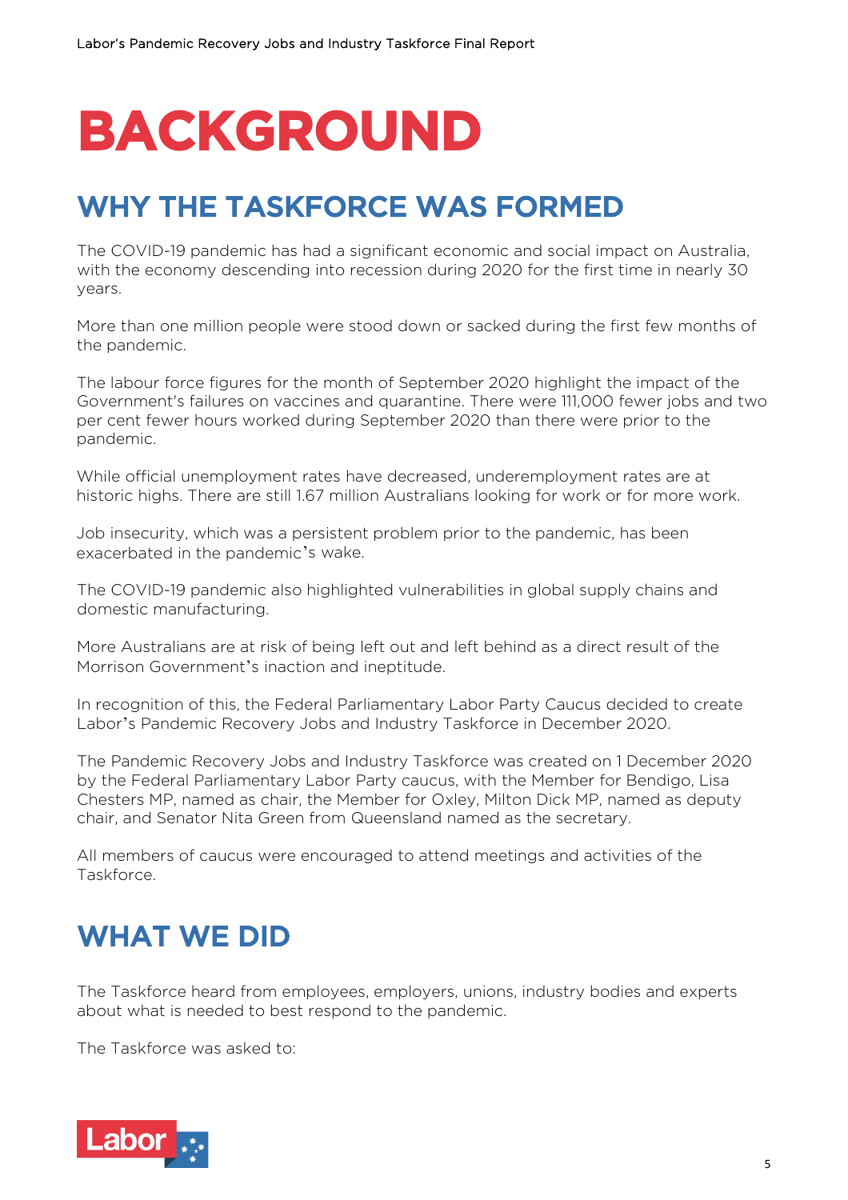# BACKGROUND

## WHY THE TASKFORCE WAS FORMED

The COVID-19 pandemic has had a significant economic and social impact on Australia, with the economy descending into recession during 2020 for the first time in nearly 30 years.

More than one million people were stood down or sacked during the first few months of the pandemic.

The labour force figures for the month of September 2020 highlight the impact of the Government's failures on vaccines and quarantine. There were 111,000 fewer jobs and two per cent fewer hours worked during September 2020 than there were prior to the pandemic.

While official unemployment rates have decreased, underemployment rates are at historic highs. There are still 1.67 million Australians looking for work or for more work.

Job insecurity, which was a persistent problem prior to the pandemic, has been exacerbated in the pandemic's wake.

The COVID-19 pandemic also highlighted vulnerabilities in global supply chains and domestic manufacturing.

More Australians are at risk of being left out and left behind as a direct result of the Morrison Government's inaction and ineptitude.

In recognition of this, the Federal Parliamentary Labor Party Caucus decided to create Labor's Pandemic Recovery Jobs and Industry Taskforce in December 2020.

The Pandemic Recovery Jobs and Industry Taskforce was created on 1 December 2020 by the Federal Parliamentary Labor Party caucus, with the Member for Bendigo, Lisa Chesters MP, named as chair, the Member for Oxley, Milton Dick MP, named as deputy chair, and Senator Nita Green from Queensland named as the secretary.

All members of caucus were encouraged to attend meetings and activities of the Taskforce.

## WHAT WE DID

The Taskforce heard from employees, employers, unions, industry bodies and experts about what is needed to best respond to the pandemic.

The Taskforce was asked to: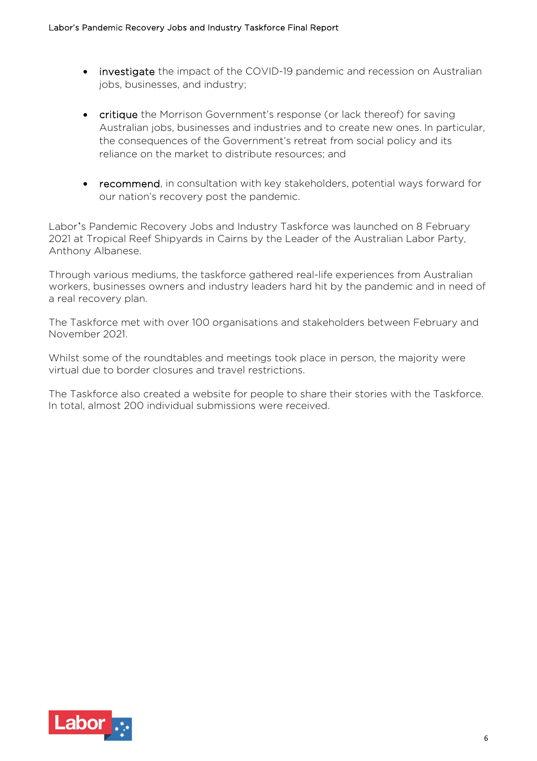- **investigate** the impact of the COVID-19 pandemic and recession on Australian jobs, businesses, and industry;

- **critique** the Morrison Government's response (or lack thereof) for saving Australian jobs, businesses and industries and to create new ones. In particular, the consequences of the Government's retreat from social policy and its reliance on the market to distribute resources; and

- **recommend**, in consultation with key stakeholders, potential ways forward for our nation's recovery post the pandemic.

Labor's Pandemic Recovery Jobs and Industry Taskforce was launched on 8 February 2021 at Tropical Reef Shipyards in Cairns by the Leader of the Australian Labor Party, Anthony Albanese.

Through various mediums, the taskforce gathered real-life experiences from Australian workers, businesses owners and industry leaders hard hit by the pandemic and in need of a real recovery plan.

The Taskforce met with over 100 organisations and stakeholders between February and November 2021.

Whilst some of the roundtables and meetings took place in person, the majority were virtual due to border closures and travel restrictions.

The Taskforce also created a website for people to share their stories with the Taskforce. In total, almost 200 individual submissions were received.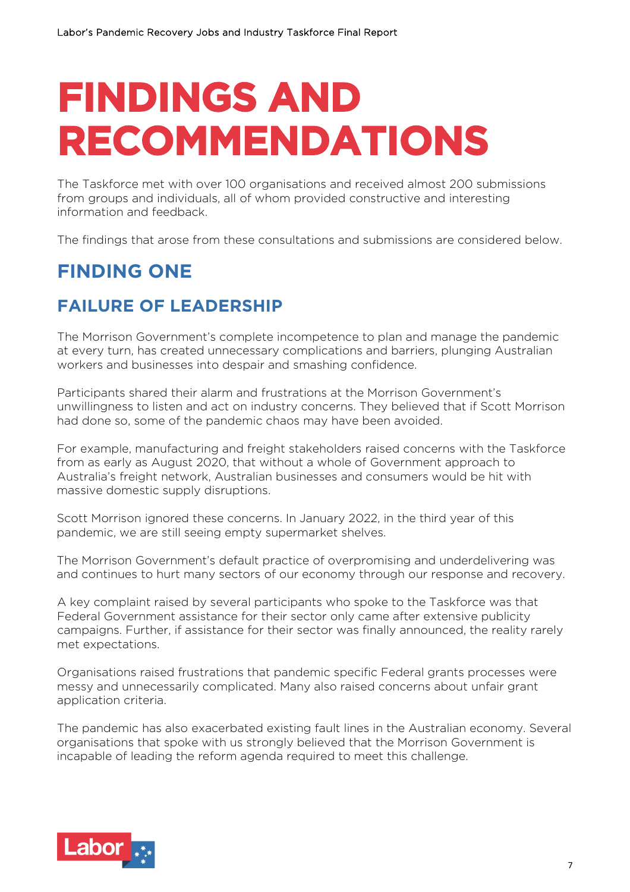# FINDINGS AND RECOMMENDATIONS

The Taskforce met with over 100 organisations and received almost 200 submissions from groups and individuals, all of whom provided constructive and interesting information and feedback.

The findings that arose from these consultations and submissions are considered below.

## FINDING ONE

## FAILURE OF LEADERSHIP

The Morrison Government's complete incompetence to plan and manage the pandemic at every turn, has created unnecessary complications and barriers, plunging Australian workers and businesses into despair and smashing confidence.

Participants shared their alarm and frustrations at the Morrison Government's unwillingness to listen and act on industry concerns. They believed that if Scott Morrison had done so, some of the pandemic chaos may have been avoided.

For example, manufacturing and freight stakeholders raised concerns with the Taskforce from as early as August 2020, that without a whole of Government approach to Australia's freight network, Australian businesses and consumers would be hit with massive domestic supply disruptions.

Scott Morrison ignored these concerns. In January 2022, in the third year of this pandemic, we are still seeing empty supermarket shelves.

The Morrison Government's default practice of overpromising and underdelivering was and continues to hurt many sectors of our economy through our response and recovery.

A key complaint raised by several participants who spoke to the Taskforce was that Federal Government assistance for their sector only came after extensive publicity campaigns. Further, if assistance for their sector was finally announced, the reality rarely met expectations.

Organisations raised frustrations that pandemic specific Federal grants processes were messy and unnecessarily complicated. Many also raised concerns about unfair grant application criteria.

The pandemic has also exacerbated existing fault lines in the Australian economy. Several organisations that spoke with us strongly believed that the Morrison Government is incapable of leading the reform agenda required to meet this challenge.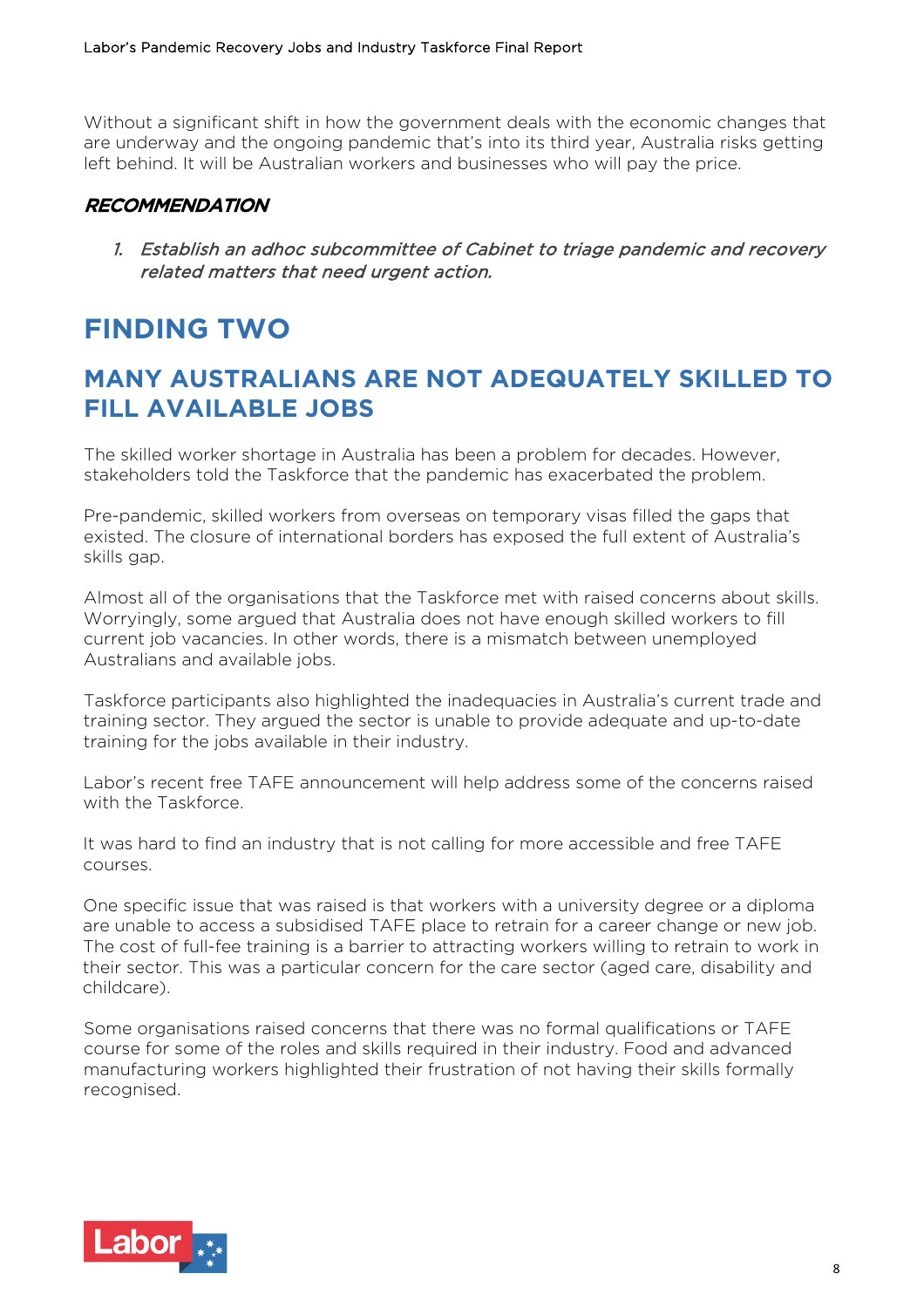Without a significant shift in how the government deals with the economic changes that are underway and the ongoing pandemic that's into its third year, Australia risks getting left behind. It will be Australian workers and businesses who will pay the price.

### *RECOMMENDATION*

1. *Establish an adhoc subcommittee of Cabinet to triage pandemic and recovery related matters that need urgent action.*

# FINDING TWO

## MANY AUSTRALIANS ARE NOT ADEQUATELY SKILLED TO FILL AVAILABLE JOBS

The skilled worker shortage in Australia has been a problem for decades. However, stakeholders told the Taskforce that the pandemic has exacerbated the problem.

Pre-pandemic, skilled workers from overseas on temporary visas filled the gaps that existed. The closure of international borders has exposed the full extent of Australia's skills gap.

Almost all of the organisations that the Taskforce met with raised concerns about skills. Worryingly, some argued that Australia does not have enough skilled workers to fill current job vacancies. In other words, there is a mismatch between unemployed Australians and available jobs.

Taskforce participants also highlighted the inadequacies in Australia's current trade and training sector. They argued the sector is unable to provide adequate and up-to-date training for the jobs available in their industry.

Labor's recent free TAFE announcement will help address some of the concerns raised with the Taskforce.

It was hard to find an industry that is not calling for more accessible and free TAFE courses.

One specific issue that was raised is that workers with a university degree or a diploma are unable to access a subsidised TAFE place to retrain for a career change or new job. The cost of full-fee training is a barrier to attracting workers willing to retrain to work in their sector. This was a particular concern for the care sector (aged care, disability and childcare).

Some organisations raised concerns that there was no formal qualifications or TAFE course for some of the roles and skills required in their industry. Food and advanced manufacturing workers highlighted their frustration of not having their skills formally recognised.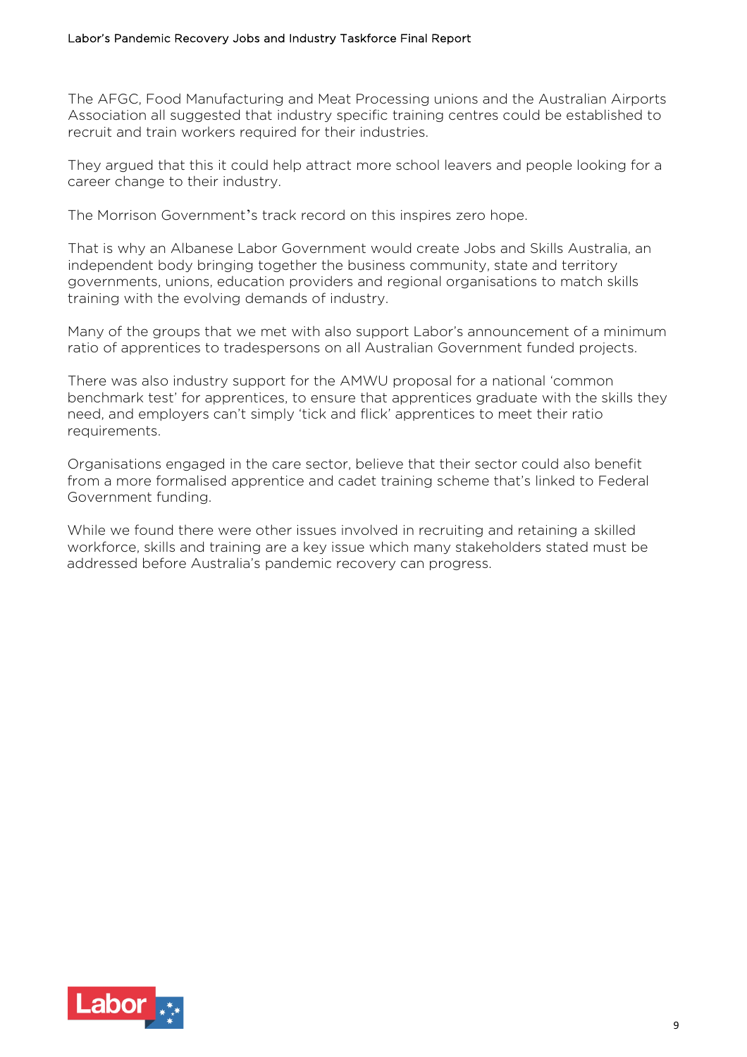The AFGC, Food Manufacturing and Meat Processing unions and the Australian Airports Association all suggested that industry specific training centres could be established to recruit and train workers required for their industries.

They argued that this it could help attract more school leavers and people looking for a career change to their industry.

The Morrison Government's track record on this inspires zero hope.

That is why an Albanese Labor Government would create Jobs and Skills Australia, an independent body bringing together the business community, state and territory governments, unions, education providers and regional organisations to match skills training with the evolving demands of industry.

Many of the groups that we met with also support Labor's announcement of a minimum ratio of apprentices to tradespersons on all Australian Government funded projects.

There was also industry support for the AMWU proposal for a national 'common benchmark test' for apprentices, to ensure that apprentices graduate with the skills they need, and employers can't simply 'tick and flick' apprentices to meet their ratio requirements.

Organisations engaged in the care sector, believe that their sector could also benefit from a more formalised apprentice and cadet training scheme that's linked to Federal Government funding.

While we found there were other issues involved in recruiting and retaining a skilled workforce, skills and training are a key issue which many stakeholders stated must be addressed before Australia's pandemic recovery can progress.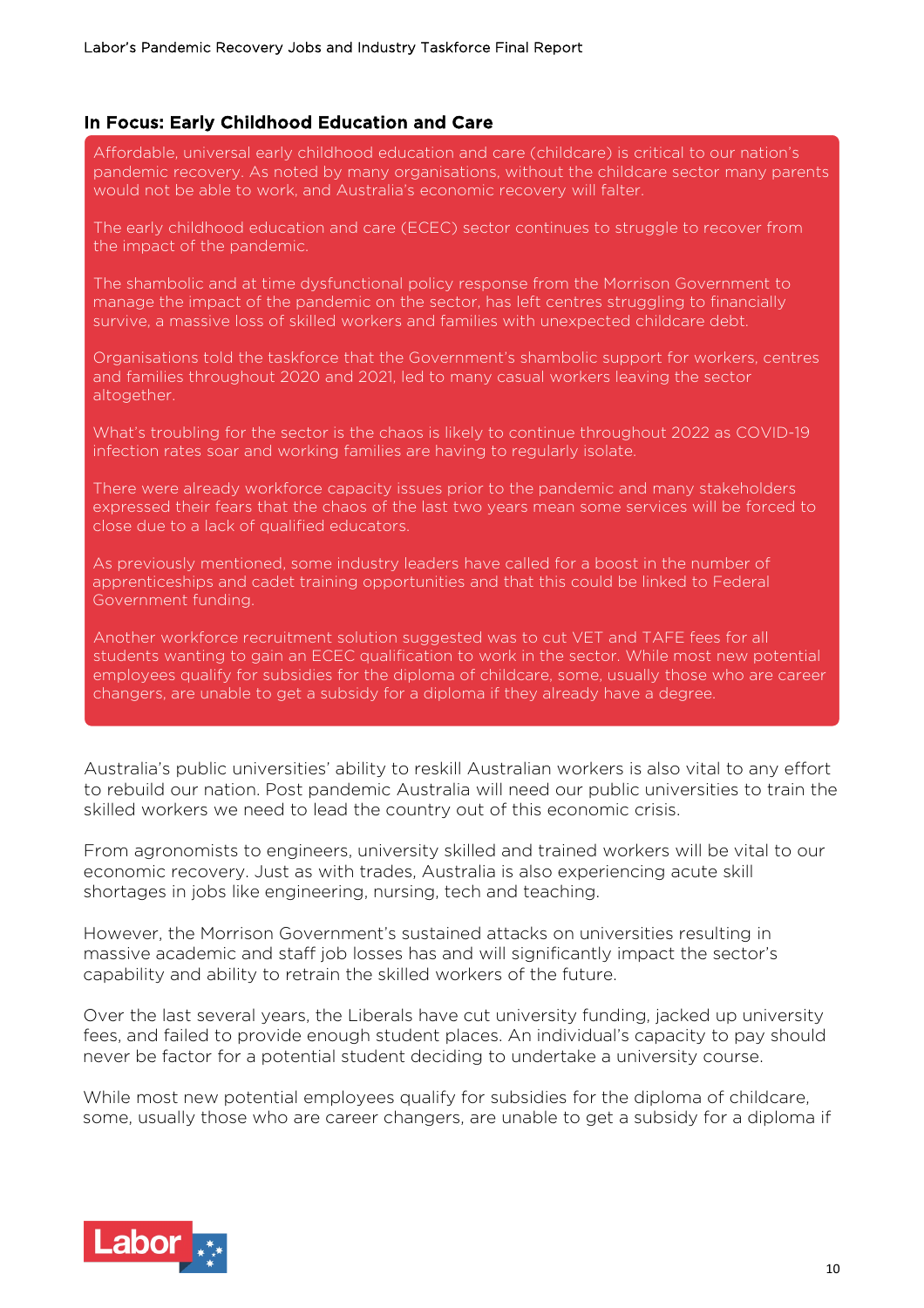### In Focus: Early Childhood Education and Care

Affordable, universal early childhood education and care (childcare) is critical to our nation's pandemic recovery. As noted by many organisations, without the childcare sector many parents would not be able to work, and Australia's economic recovery will falter.

The early childhood education and care (ECEC) sector continues to struggle to recover from the impact of the pandemic.

The shambolic and at time dysfunctional policy response from the Morrison Government to manage the impact of the pandemic on the sector, has left centres struggling to financially survive, a massive loss of skilled workers and families with unexpected childcare debt.

Organisations told the taskforce that the Government's shambolic support for workers, centres and families throughout 2020 and 2021, led to many casual workers leaving the sector altogether.

What's troubling for the sector is the chaos is likely to continue throughout 2022 as COVID-19 infection rates soar and working families are having to regularly isolate.

There were already workforce capacity issues prior to the pandemic and many stakeholders expressed their fears that the chaos of the last two years mean some services will be forced to close due to a lack of qualified educators.

As previously mentioned, some industry leaders have called for a boost in the number of apprenticeships and cadet training opportunities and that this could be linked to Federal Government funding.

Another workforce recruitment solution suggested was to cut VET and TAFE fees for all students wanting to gain an ECEC qualification to work in the sector. While most new potential employees qualify for subsidies for the diploma of childcare, some, usually those who are career changers, are unable to get a subsidy for a diploma if they already have a degree.

Australia's public universities' ability to reskill Australian workers is also vital to any effort to rebuild our nation. Post pandemic Australia will need our public universities to train the skilled workers we need to lead the country out of this economic crisis.

From agronomists to engineers, university skilled and trained workers will be vital to our economic recovery. Just as with trades, Australia is also experiencing acute skill shortages in jobs like engineering, nursing, tech and teaching.

However, the Morrison Government's sustained attacks on universities resulting in massive academic and staff job losses has and will significantly impact the sector's capability and ability to retrain the skilled workers of the future.

Over the last several years, the Liberals have cut university funding, jacked up university fees, and failed to provide enough student places. An individual's capacity to pay should never be factor for a potential student deciding to undertake a university course.

While most new potential employees qualify for subsidies for the diploma of childcare, some, usually those who are career changers, are unable to get a subsidy for a diploma if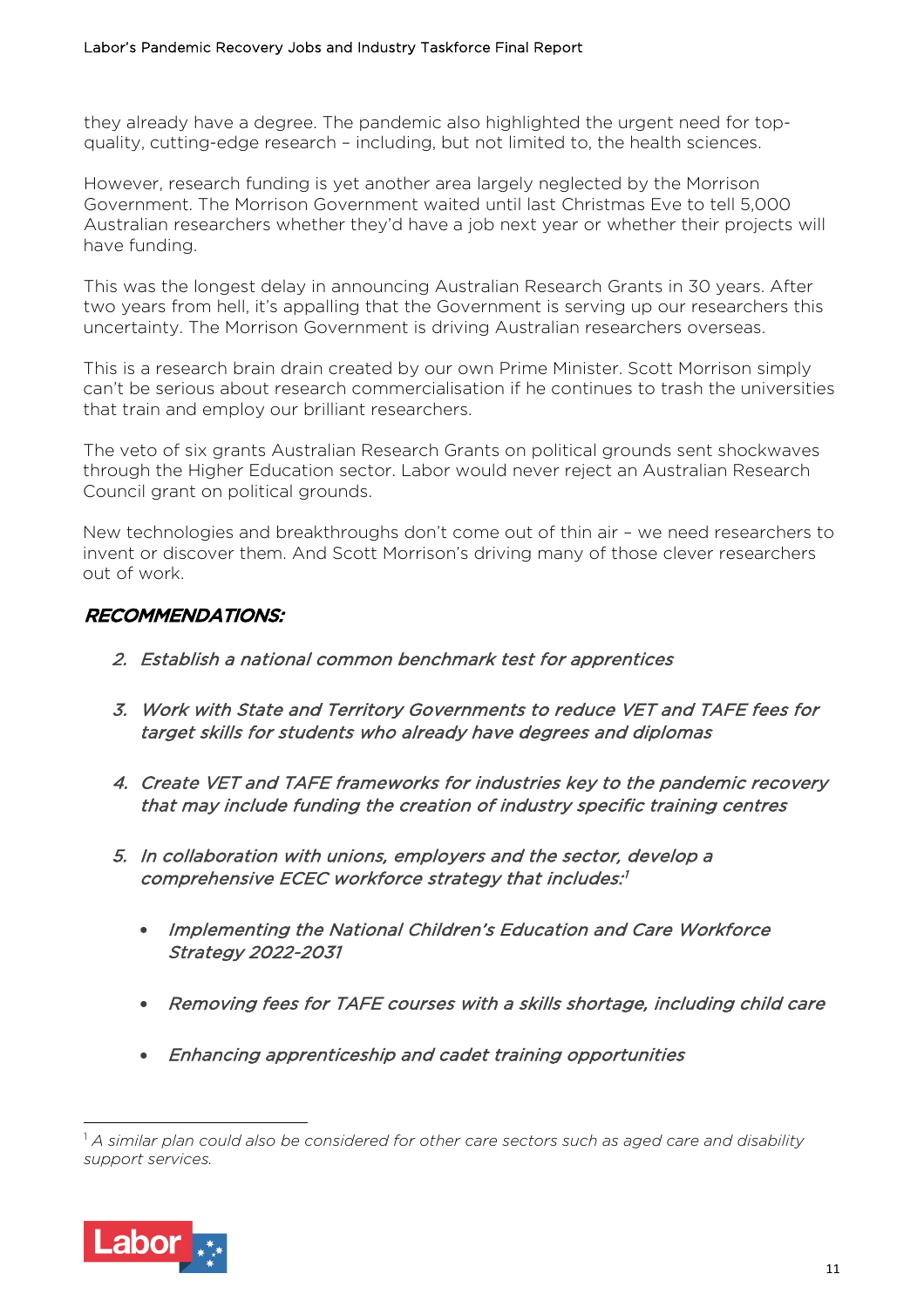they already have a degree. The pandemic also highlighted the urgent need for top-quality, cutting-edge research – including, but not limited to, the health sciences.

However, research funding is yet another area largely neglected by the Morrison Government. The Morrison Government waited until last Christmas Eve to tell 5,000 Australian researchers whether they'd have a job next year or whether their projects will have funding.

This was the longest delay in announcing Australian Research Grants in 30 years. After two years from hell, it's appalling that the Government is serving up our researchers this uncertainty. The Morrison Government is driving Australian researchers overseas.

This is a research brain drain created by our own Prime Minister. Scott Morrison simply can't be serious about research commercialisation if he continues to trash the universities that train and employ our brilliant researchers.

The veto of six grants Australian Research Grants on political grounds sent shockwaves through the Higher Education sector. Labor would never reject an Australian Research Council grant on political grounds.

New technologies and breakthroughs don't come out of thin air – we need researchers to invent or discover them. And Scott Morrison's driving many of those clever researchers out of work.

### *RECOMMENDATIONS:*

2. *Establish a national common benchmark test for apprentices*

3. *Work with State and Territory Governments to reduce VET and TAFE fees for target skills for students who already have degrees and diplomas*

4. *Create VET and TAFE frameworks for industries key to the pandemic recovery that may include funding the creation of industry specific training centres*

5. *In collaboration with unions, employers and the sector, develop a comprehensive ECEC workforce strategy that includes:*[1]

    - *Implementing the National Children's Education and Care Workforce Strategy 2022-2031*

    - *Removing fees for TAFE courses with a skills shortage, including child care*

    - *Enhancing apprenticeship and cadet training opportunities*

---

[1] *A similar plan could also be considered for other care sectors such as aged care and disability support services.*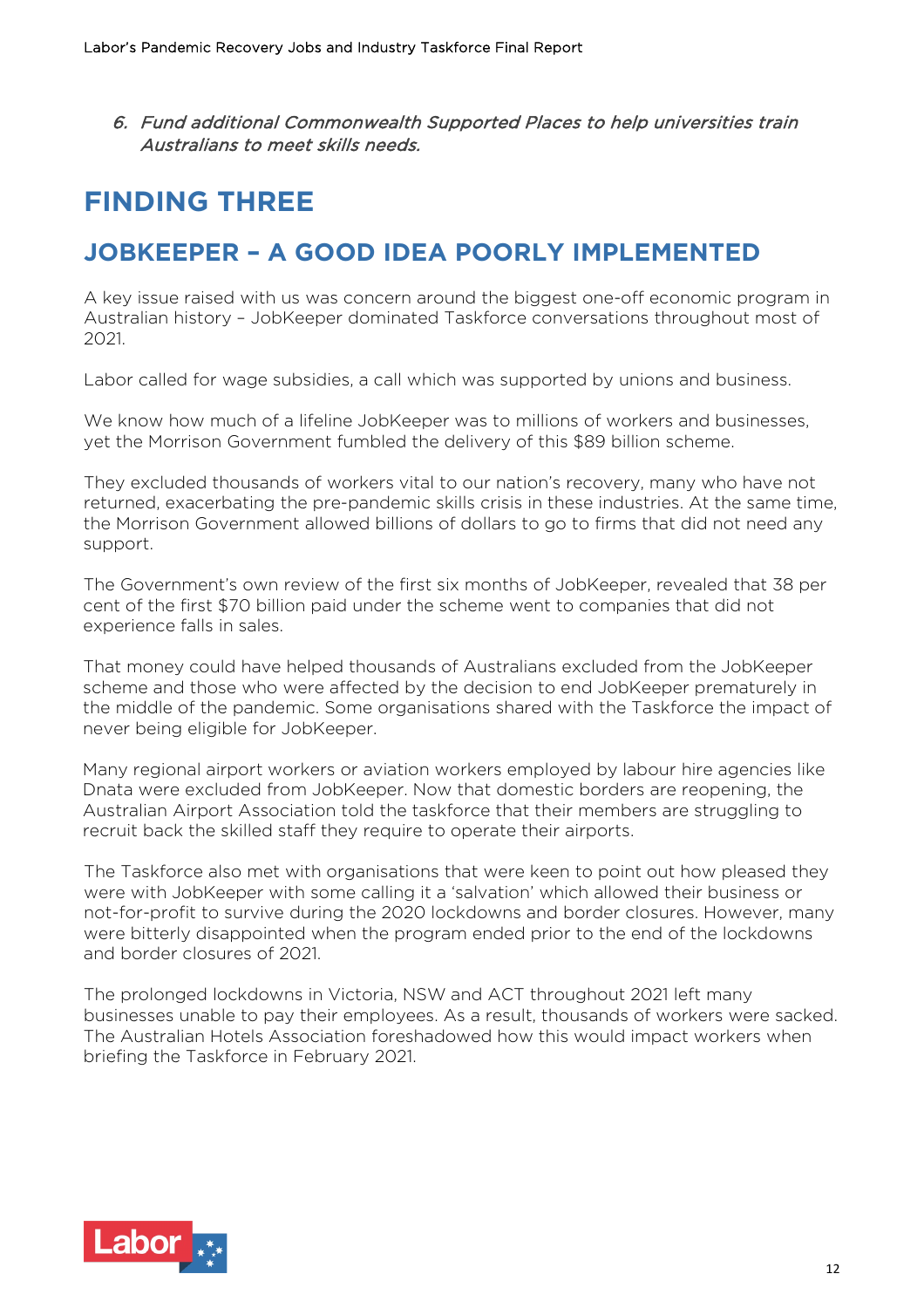6. *Fund additional Commonwealth Supported Places to help universities train Australians to meet skills needs.*

# FINDING THREE

## JOBKEEPER – A GOOD IDEA POORLY IMPLEMENTED

A key issue raised with us was concern around the biggest one-off economic program in Australian history – JobKeeper dominated Taskforce conversations throughout most of 2021.

Labor called for wage subsidies, a call which was supported by unions and business.

We know how much of a lifeline JobKeeper was to millions of workers and businesses, yet the Morrison Government fumbled the delivery of this $89 billion scheme.

They excluded thousands of workers vital to our nation's recovery, many who have not returned, exacerbating the pre-pandemic skills crisis in these industries. At the same time, the Morrison Government allowed billions of dollars to go to firms that did not need any support.

The Government's own review of the first six months of JobKeeper, revealed that 38 per cent of the first $70 billion paid under the scheme went to companies that did not experience falls in sales.

That money could have helped thousands of Australians excluded from the JobKeeper scheme and those who were affected by the decision to end JobKeeper prematurely in the middle of the pandemic. Some organisations shared with the Taskforce the impact of never being eligible for JobKeeper.

Many regional airport workers or aviation workers employed by labour hire agencies like Dnata were excluded from JobKeeper. Now that domestic borders are reopening, the Australian Airport Association told the taskforce that their members are struggling to recruit back the skilled staff they require to operate their airports.

The Taskforce also met with organisations that were keen to point out how pleased they were with JobKeeper with some calling it a 'salvation' which allowed their business or not-for-profit to survive during the 2020 lockdowns and border closures. However, many were bitterly disappointed when the program ended prior to the end of the lockdowns and border closures of 2021.

The prolonged lockdowns in Victoria, NSW and ACT throughout 2021 left many businesses unable to pay their employees. As a result, thousands of workers were sacked. The Australian Hotels Association foreshadowed how this would impact workers when briefing the Taskforce in February 2021.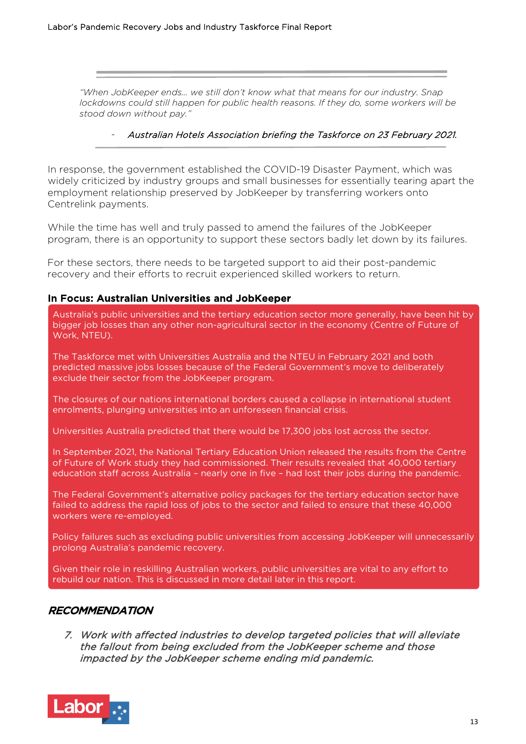> *"When JobKeeper ends… we still don't know what that means for our industry. Snap lockdowns could still happen for public health reasons. If they do, some workers will be stood down without pay."*
>
> - *Australian Hotels Association briefing the Taskforce on 23 February 2021.*

In response, the government established the COVID-19 Disaster Payment, which was widely criticized by industry groups and small businesses for essentially tearing apart the employment relationship preserved by JobKeeper by transferring workers onto Centrelink payments.

While the time has well and truly passed to amend the failures of the JobKeeper program, there is an opportunity to support these sectors badly let down by its failures.

For these sectors, there needs to be targeted support to aid their post-pandemic recovery and their efforts to recruit experienced skilled workers to return.

**In Focus: Australian Universities and JobKeeper**

Australia's public universities and the tertiary education sector more generally, have been hit by bigger job losses than any other non-agricultural sector in the economy (Centre of Future of Work, NTEU).

The Taskforce met with Universities Australia and the NTEU in February 2021 and both predicted massive jobs losses because of the Federal Government's move to deliberately exclude their sector from the JobKeeper program.

The closures of our nations international borders caused a collapse in international student enrolments, plunging universities into an unforeseen financial crisis.

Universities Australia predicted that there would be 17,300 jobs lost across the sector.

In September 2021, the National Tertiary Education Union released the results from the Centre of Future of Work study they had commissioned. Their results revealed that 40,000 tertiary education staff across Australia – nearly one in five – had lost their jobs during the pandemic.

The Federal Government's alternative policy packages for the tertiary education sector have failed to address the rapid loss of jobs to the sector and failed to ensure that these 40,000 workers were re-employed.

Policy failures such as excluding public universities from accessing JobKeeper will unnecessarily prolong Australia's pandemic recovery.

Given their role in reskilling Australian workers, public universities are vital to any effort to rebuild our nation. This is discussed in more detail later in this report.

## *RECOMMENDATION*

7. *Work with affected industries to develop targeted policies that will alleviate the fallout from being excluded from the JobKeeper scheme and those impacted by the JobKeeper scheme ending mid pandemic.*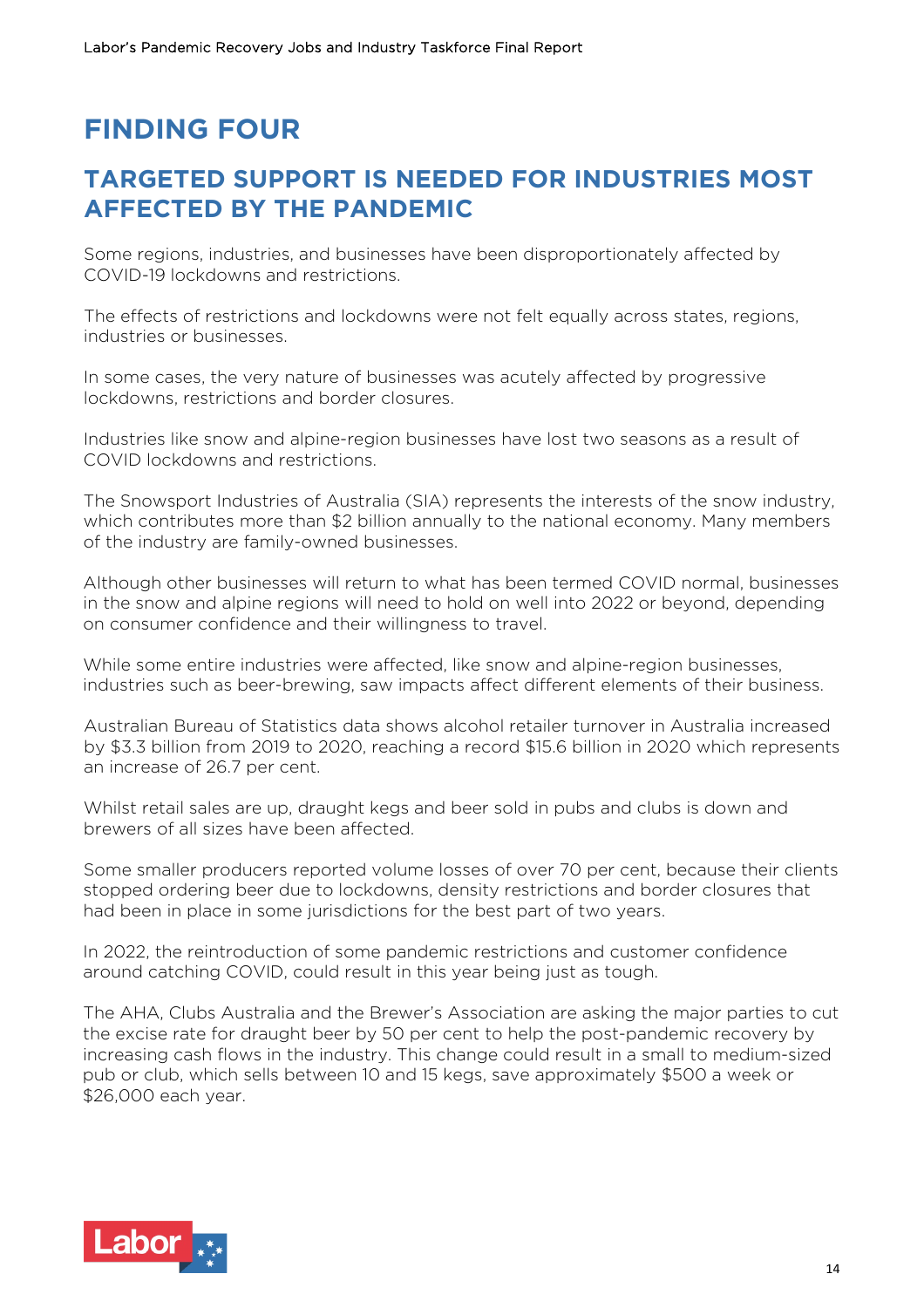# FINDING FOUR

## TARGETED SUPPORT IS NEEDED FOR INDUSTRIES MOST AFFECTED BY THE PANDEMIC

Some regions, industries, and businesses have been disproportionately affected by COVID-19 lockdowns and restrictions.

The effects of restrictions and lockdowns were not felt equally across states, regions, industries or businesses.

In some cases, the very nature of businesses was acutely affected by progressive lockdowns, restrictions and border closures.

Industries like snow and alpine-region businesses have lost two seasons as a result of COVID lockdowns and restrictions.

The Snowsport Industries of Australia (SIA) represents the interests of the snow industry, which contributes more than $2 billion annually to the national economy. Many members of the industry are family-owned businesses.

Although other businesses will return to what has been termed COVID normal, businesses in the snow and alpine regions will need to hold on well into 2022 or beyond, depending on consumer confidence and their willingness to travel.

While some entire industries were affected, like snow and alpine-region businesses, industries such as beer-brewing, saw impacts affect different elements of their business.

Australian Bureau of Statistics data shows alcohol retailer turnover in Australia increased by $3.3 billion from 2019 to 2020, reaching a record $15.6 billion in 2020 which represents an increase of 26.7 per cent.

Whilst retail sales are up, draught kegs and beer sold in pubs and clubs is down and brewers of all sizes have been affected.

Some smaller producers reported volume losses of over 70 per cent, because their clients stopped ordering beer due to lockdowns, density restrictions and border closures that had been in place in some jurisdictions for the best part of two years.

In 2022, the reintroduction of some pandemic restrictions and customer confidence around catching COVID, could result in this year being just as tough.

The AHA, Clubs Australia and the Brewer's Association are asking the major parties to cut the excise rate for draught beer by 50 per cent to help the post-pandemic recovery by increasing cash flows in the industry. This change could result in a small to medium-sized pub or club, which sells between 10 and 15 kegs, save approximately $500 a week or $26,000 each year.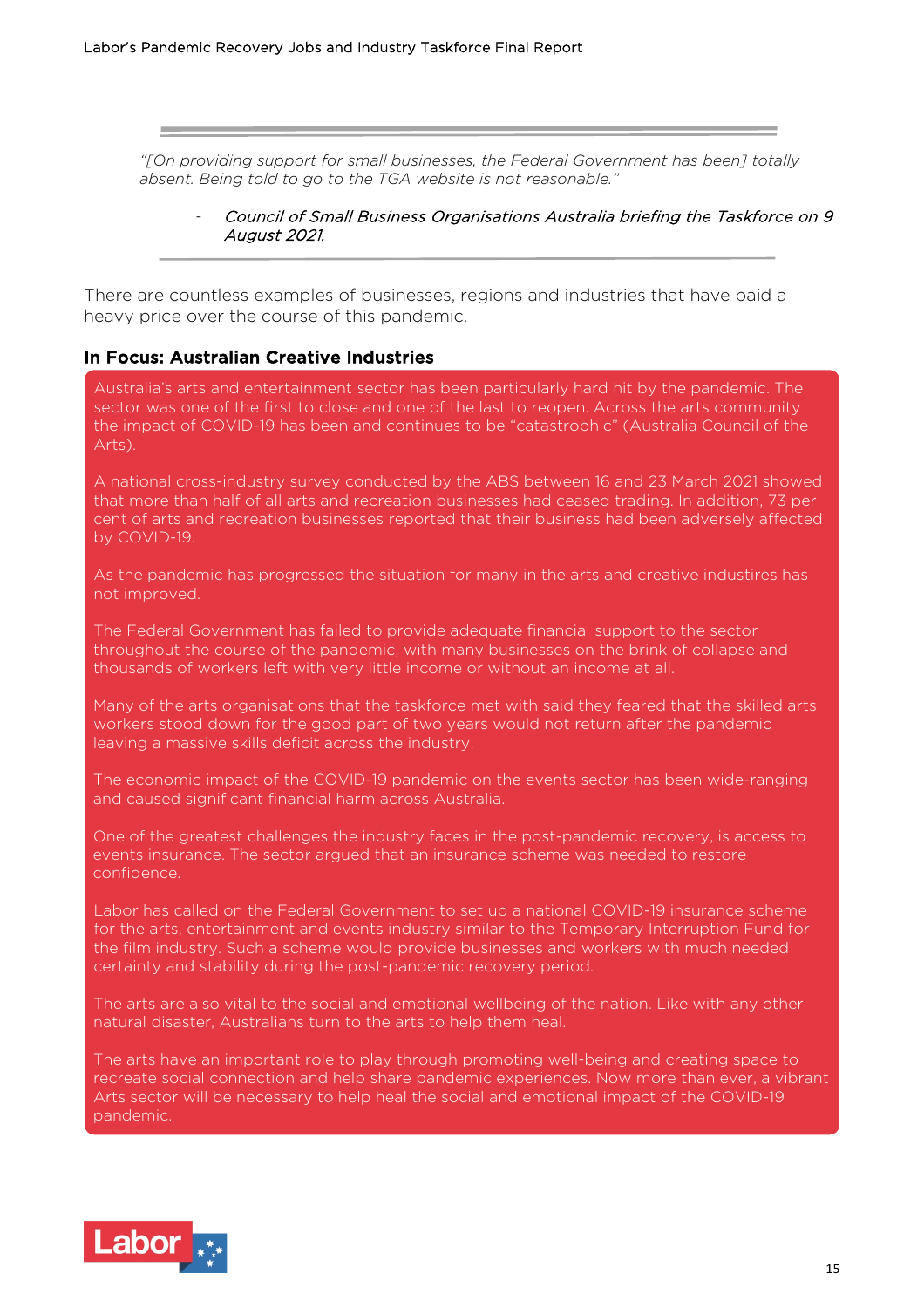> *"[On providing support for small businesses, the Federal Government has been] totally absent. Being told to go to the TGA website is not reasonable."*
>
> - *Council of Small Business Organisations Australia briefing the Taskforce on 9 August 2021.*

There are countless examples of businesses, regions and industries that have paid a heavy price over the course of this pandemic.

### In Focus: Australian Creative Industries

Australia's arts and entertainment sector has been particularly hard hit by the pandemic. The sector was one of the first to close and one of the last to reopen. Across the arts community the impact of COVID-19 has been and continues to be "catastrophic" (Australia Council of the Arts).

A national cross-industry survey conducted by the ABS between 16 and 23 March 2021 showed that more than half of all arts and recreation businesses had ceased trading. In addition, 73 per cent of arts and recreation businesses reported that their business had been adversely affected by COVID-19.

As the pandemic has progressed the situation for many in the arts and creative industires has not improved.

The Federal Government has failed to provide adequate financial support to the sector throughout the course of the pandemic, with many businesses on the brink of collapse and thousands of workers left with very little income or without an income at all.

Many of the arts organisations that the taskforce met with said they feared that the skilled arts workers stood down for the good part of two years would not return after the pandemic leaving a massive skills deficit across the industry.

The economic impact of the COVID-19 pandemic on the events sector has been wide-ranging and caused significant financial harm across Australia.

One of the greatest challenges the industry faces in the post-pandemic recovery, is access to events insurance. The sector argued that an insurance scheme was needed to restore confidence.

Labor has called on the Federal Government to set up a national COVID-19 insurance scheme for the arts, entertainment and events industry similar to the Temporary Interruption Fund for the film industry. Such a scheme would provide businesses and workers with much needed certainty and stability during the post-pandemic recovery period.

The arts are also vital to the social and emotional wellbeing of the nation. Like with any other natural disaster, Australians turn to the arts to help them heal.

The arts have an important role to play through promoting well-being and creating space to recreate social connection and help share pandemic experiences. Now more than ever, a vibrant Arts sector will be necessary to help heal the social and emotional impact of the COVID-19 pandemic.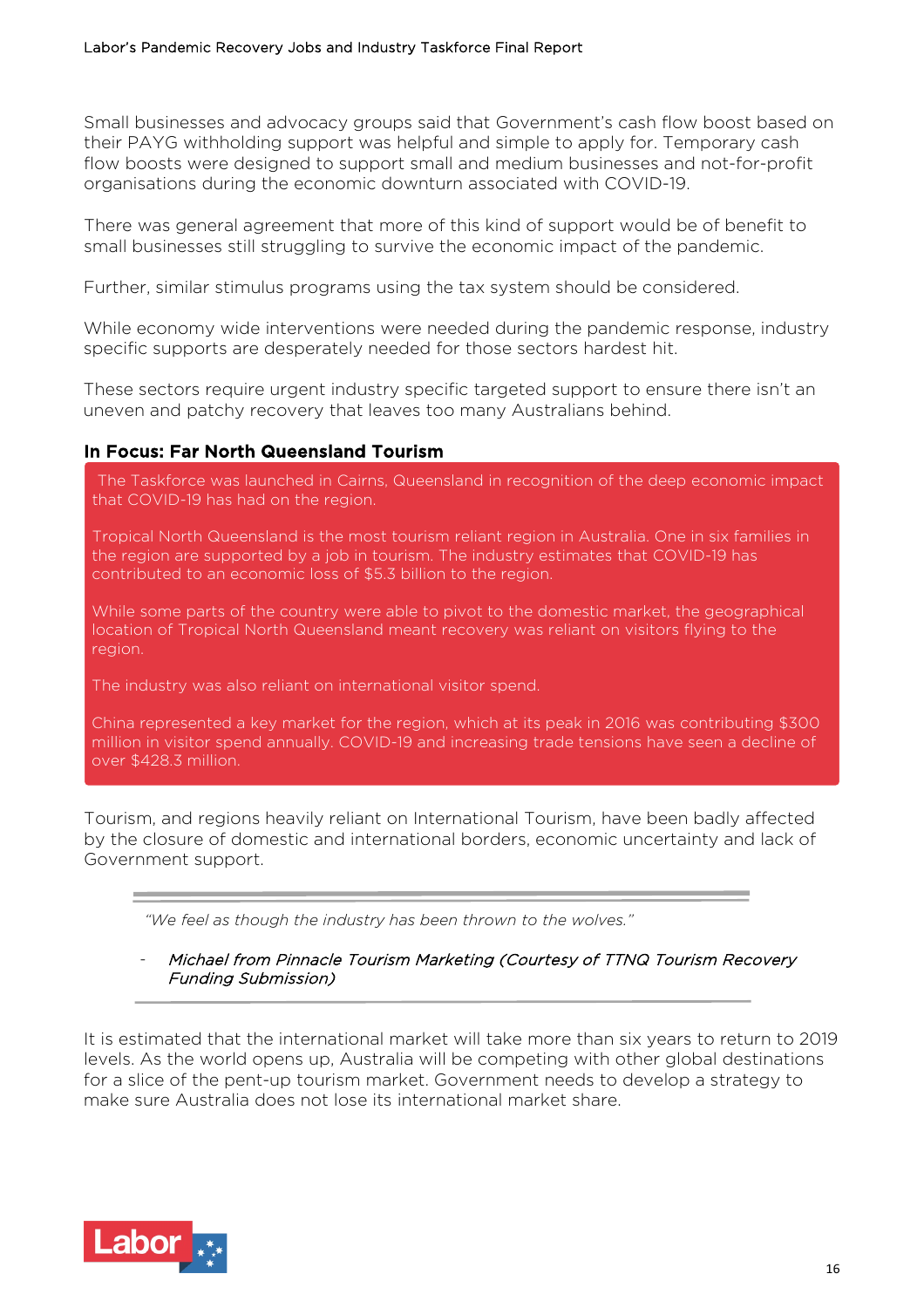Small businesses and advocacy groups said that Government's cash flow boost based on their PAYG withholding support was helpful and simple to apply for. Temporary cash flow boosts were designed to support small and medium businesses and not-for-profit organisations during the economic downturn associated with COVID-19.

There was general agreement that more of this kind of support would be of benefit to small businesses still struggling to survive the economic impact of the pandemic.

Further, similar stimulus programs using the tax system should be considered.

While economy wide interventions were needed during the pandemic response, industry specific supports are desperately needed for those sectors hardest hit.

These sectors require urgent industry specific targeted support to ensure there isn't an uneven and patchy recovery that leaves too many Australians behind.

### In Focus: Far North Queensland Tourism

The Taskforce was launched in Cairns, Queensland in recognition of the deep economic impact that COVID-19 has had on the region.

Tropical North Queensland is the most tourism reliant region in Australia. One in six families in the region are supported by a job in tourism. The industry estimates that COVID-19 has contributed to an economic loss of $5.3 billion to the region.

While some parts of the country were able to pivot to the domestic market, the geographical location of Tropical North Queensland meant recovery was reliant on visitors flying to the region.

The industry was also reliant on international visitor spend.

China represented a key market for the region, which at its peak in 2016 was contributing $300 million in visitor spend annually. COVID-19 and increasing trade tensions have seen a decline of over $428.3 million.

Tourism, and regions heavily reliant on International Tourism, have been badly affected by the closure of domestic and international borders, economic uncertainty and lack of Government support.

> *"We feel as though the industry has been thrown to the wolves."*
>
> - *Michael from Pinnacle Tourism Marketing (Courtesy of TTNQ Tourism Recovery Funding Submission)*

It is estimated that the international market will take more than six years to return to 2019 levels. As the world opens up, Australia will be competing with other global destinations for a slice of the pent-up tourism market. Government needs to develop a strategy to make sure Australia does not lose its international market share.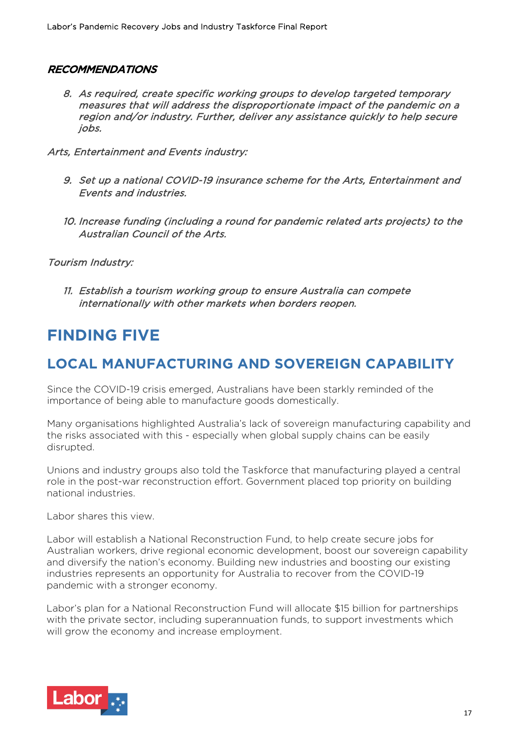***RECOMMENDATIONS***

8. *As required, create specific working groups to develop targeted temporary measures that will address the disproportionate impact of the pandemic on a region and/or industry. Further, deliver any assistance quickly to help secure jobs.*

*Arts, Entertainment and Events industry:*

9. *Set up a national COVID-19 insurance scheme for the Arts, Entertainment and Events and industries.*

10. *Increase funding (including a round for pandemic related arts projects) to the Australian Council of the Arts.*

*Tourism Industry:*

11. *Establish a tourism working group to ensure Australia can compete internationally with other markets when borders reopen.*

# FINDING FIVE

## LOCAL MANUFACTURING AND SOVEREIGN CAPABILITY

Since the COVID-19 crisis emerged, Australians have been starkly reminded of the importance of being able to manufacture goods domestically.

Many organisations highlighted Australia's lack of sovereign manufacturing capability and the risks associated with this - especially when global supply chains can be easily disrupted.

Unions and industry groups also told the Taskforce that manufacturing played a central role in the post-war reconstruction effort. Government placed top priority on building national industries.

Labor shares this view.

Labor will establish a National Reconstruction Fund, to help create secure jobs for Australian workers, drive regional economic development, boost our sovereign capability and diversify the nation's economy. Building new industries and boosting our existing industries represents an opportunity for Australia to recover from the COVID-19 pandemic with a stronger economy.

Labor's plan for a National Reconstruction Fund will allocate $15 billion for partnerships with the private sector, including superannuation funds, to support investments which will grow the economy and increase employment.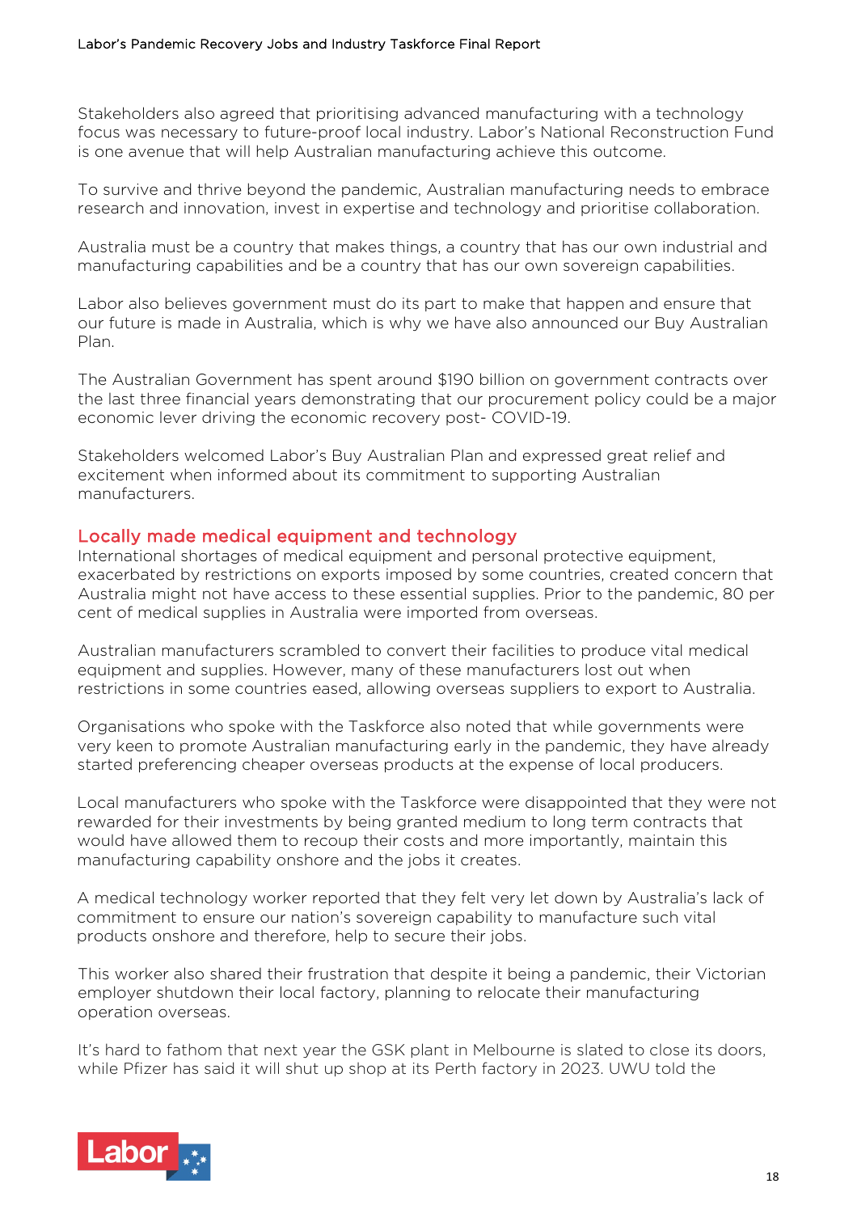Stakeholders also agreed that prioritising advanced manufacturing with a technology focus was necessary to future-proof local industry. Labor's National Reconstruction Fund is one avenue that will help Australian manufacturing achieve this outcome.

To survive and thrive beyond the pandemic, Australian manufacturing needs to embrace research and innovation, invest in expertise and technology and prioritise collaboration.

Australia must be a country that makes things, a country that has our own industrial and manufacturing capabilities and be a country that has our own sovereign capabilities.

Labor also believes government must do its part to make that happen and ensure that our future is made in Australia, which is why we have also announced our Buy Australian Plan.

The Australian Government has spent around $190 billion on government contracts over the last three financial years demonstrating that our procurement policy could be a major economic lever driving the economic recovery post- COVID-19.

Stakeholders welcomed Labor's Buy Australian Plan and expressed great relief and excitement when informed about its commitment to supporting Australian manufacturers.

## Locally made medical equipment and technology

International shortages of medical equipment and personal protective equipment, exacerbated by restrictions on exports imposed by some countries, created concern that Australia might not have access to these essential supplies. Prior to the pandemic, 80 per cent of medical supplies in Australia were imported from overseas.

Australian manufacturers scrambled to convert their facilities to produce vital medical equipment and supplies. However, many of these manufacturers lost out when restrictions in some countries eased, allowing overseas suppliers to export to Australia.

Organisations who spoke with the Taskforce also noted that while governments were very keen to promote Australian manufacturing early in the pandemic, they have already started preferencing cheaper overseas products at the expense of local producers.

Local manufacturers who spoke with the Taskforce were disappointed that they were not rewarded for their investments by being granted medium to long term contracts that would have allowed them to recoup their costs and more importantly, maintain this manufacturing capability onshore and the jobs it creates.

A medical technology worker reported that they felt very let down by Australia's lack of commitment to ensure our nation's sovereign capability to manufacture such vital products onshore and therefore, help to secure their jobs.

This worker also shared their frustration that despite it being a pandemic, their Victorian employer shutdown their local factory, planning to relocate their manufacturing operation overseas.

It's hard to fathom that next year the GSK plant in Melbourne is slated to close its doors, while Pfizer has said it will shut up shop at its Perth factory in 2023. UWU told the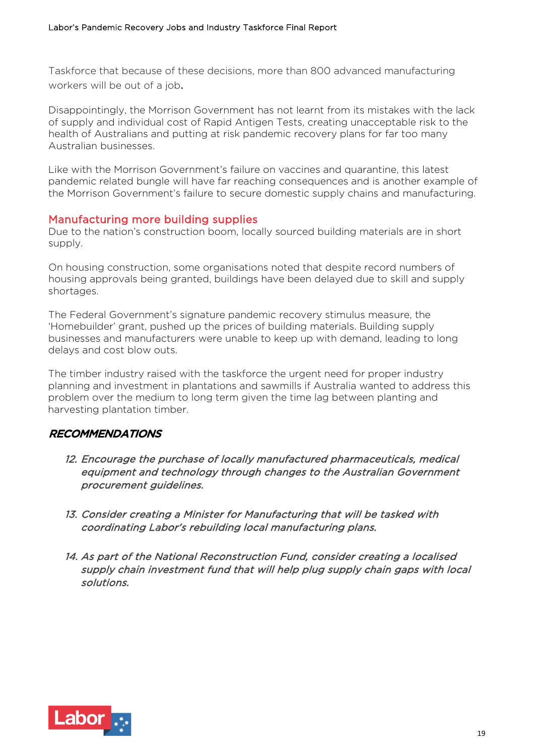Taskforce that because of these decisions, more than 800 advanced manufacturing workers will be out of a job.

Disappointingly, the Morrison Government has not learnt from its mistakes with the lack of supply and individual cost of Rapid Antigen Tests, creating unacceptable risk to the health of Australians and putting at risk pandemic recovery plans for far too many Australian businesses.

Like with the Morrison Government's failure on vaccines and quarantine, this latest pandemic related bungle will have far reaching consequences and is another example of the Morrison Government's failure to secure domestic supply chains and manufacturing.

## Manufacturing more building supplies

Due to the nation's construction boom, locally sourced building materials are in short supply.

On housing construction, some organisations noted that despite record numbers of housing approvals being granted, buildings have been delayed due to skill and supply shortages.

The Federal Government's signature pandemic recovery stimulus measure, the 'Homebuilder' grant, pushed up the prices of building materials. Building supply businesses and manufacturers were unable to keep up with demand, leading to long delays and cost blow outs.

The timber industry raised with the taskforce the urgent need for proper industry planning and investment in plantations and sawmills if Australia wanted to address this problem over the medium to long term given the time lag between planting and harvesting plantation timber.

### *RECOMMENDATIONS*

12. *Encourage the purchase of locally manufactured pharmaceuticals, medical equipment and technology through changes to the Australian Government procurement guidelines.*

13. *Consider creating a Minister for Manufacturing that will be tasked with coordinating Labor's rebuilding local manufacturing plans.*

14. *As part of the National Reconstruction Fund, consider creating a localised supply chain investment fund that will help plug supply chain gaps with local solutions.*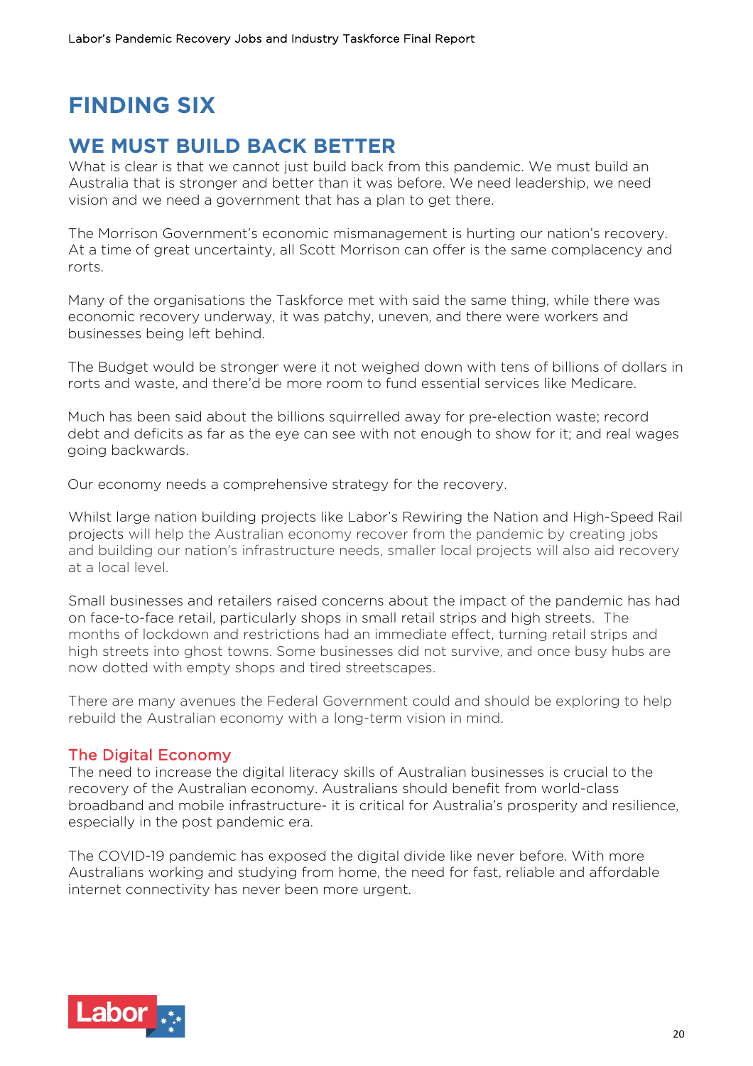# FINDING SIX

## WE MUST BUILD BACK BETTER

What is clear is that we cannot just build back from this pandemic. We must build an Australia that is stronger and better than it was before. We need leadership, we need vision and we need a government that has a plan to get there.

The Morrison Government's economic mismanagement is hurting our nation's recovery. At a time of great uncertainty, all Scott Morrison can offer is the same complacency and rorts.

Many of the organisations the Taskforce met with said the same thing, while there was economic recovery underway, it was patchy, uneven, and there were workers and businesses being left behind.

The Budget would be stronger were it not weighed down with tens of billions of dollars in rorts and waste, and there'd be more room to fund essential services like Medicare.

Much has been said about the billions squirrelled away for pre-election waste; record debt and deficits as far as the eye can see with not enough to show for it; and real wages going backwards.

Our economy needs a comprehensive strategy for the recovery.

Whilst large nation building projects like Labor's Rewiring the Nation and High-Speed Rail projects will help the Australian economy recover from the pandemic by creating jobs and building our nation's infrastructure needs, smaller local projects will also aid recovery at a local level.

Small businesses and retailers raised concerns about the impact of the pandemic has had on face-to-face retail, particularly shops in small retail strips and high streets. The months of lockdown and restrictions had an immediate effect, turning retail strips and high streets into ghost towns. Some businesses did not survive, and once busy hubs are now dotted with empty shops and tired streetscapes.

There are many avenues the Federal Government could and should be exploring to help rebuild the Australian economy with a long-term vision in mind.

### The Digital Economy

The need to increase the digital literacy skills of Australian businesses is crucial to the recovery of the Australian economy. Australians should benefit from world-class broadband and mobile infrastructure- it is critical for Australia's prosperity and resilience, especially in the post pandemic era.

The COVID-19 pandemic has exposed the digital divide like never before. With more Australians working and studying from home, the need for fast, reliable and affordable internet connectivity has never been more urgent.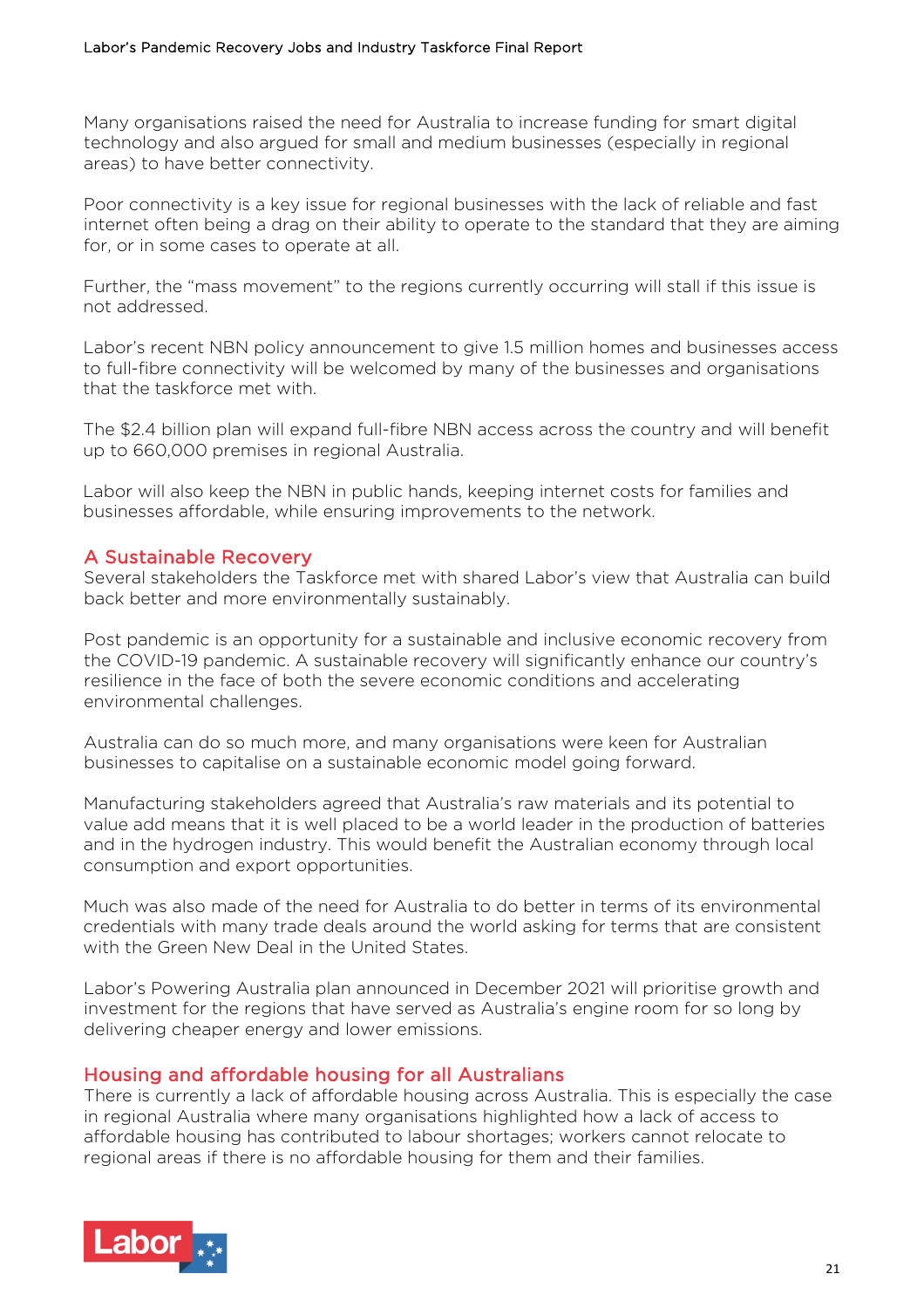Many organisations raised the need for Australia to increase funding for smart digital technology and also argued for small and medium businesses (especially in regional areas) to have better connectivity.

Poor connectivity is a key issue for regional businesses with the lack of reliable and fast internet often being a drag on their ability to operate to the standard that they are aiming for, or in some cases to operate at all.

Further, the "mass movement" to the regions currently occurring will stall if this issue is not addressed.

Labor's recent NBN policy announcement to give 1.5 million homes and businesses access to full-fibre connectivity will be welcomed by many of the businesses and organisations that the taskforce met with.

The $2.4 billion plan will expand full-fibre NBN access across the country and will benefit up to 660,000 premises in regional Australia.

Labor will also keep the NBN in public hands, keeping internet costs for families and businesses affordable, while ensuring improvements to the network.

## A Sustainable Recovery

Several stakeholders the Taskforce met with shared Labor's view that Australia can build back better and more environmentally sustainably.

Post pandemic is an opportunity for a sustainable and inclusive economic recovery from the COVID-19 pandemic. A sustainable recovery will significantly enhance our country's resilience in the face of both the severe economic conditions and accelerating environmental challenges.

Australia can do so much more, and many organisations were keen for Australian businesses to capitalise on a sustainable economic model going forward.

Manufacturing stakeholders agreed that Australia's raw materials and its potential to value add means that it is well placed to be a world leader in the production of batteries and in the hydrogen industry. This would benefit the Australian economy through local consumption and export opportunities.

Much was also made of the need for Australia to do better in terms of its environmental credentials with many trade deals around the world asking for terms that are consistent with the Green New Deal in the United States.

Labor's Powering Australia plan announced in December 2021 will prioritise growth and investment for the regions that have served as Australia's engine room for so long by delivering cheaper energy and lower emissions.

## Housing and affordable housing for all Australians

There is currently a lack of affordable housing across Australia. This is especially the case in regional Australia where many organisations highlighted how a lack of access to affordable housing has contributed to labour shortages; workers cannot relocate to regional areas if there is no affordable housing for them and their families.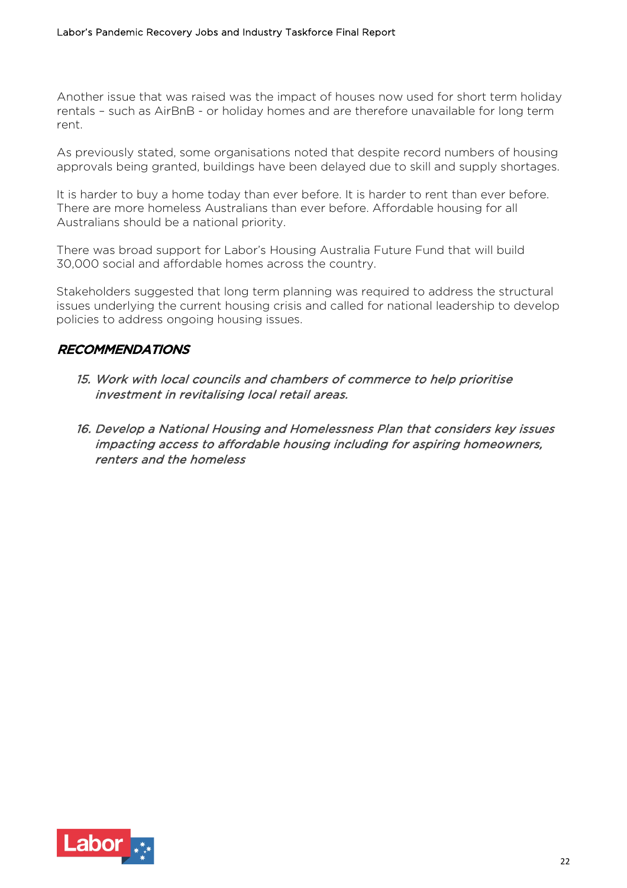Another issue that was raised was the impact of houses now used for short term holiday rentals – such as AirBnB - or holiday homes and are therefore unavailable for long term rent.

As previously stated, some organisations noted that despite record numbers of housing approvals being granted, buildings have been delayed due to skill and supply shortages.

It is harder to buy a home today than ever before. It is harder to rent than ever before. There are more homeless Australians than ever before. Affordable housing for all Australians should be a national priority.

There was broad support for Labor's Housing Australia Future Fund that will build 30,000 social and affordable homes across the country.

Stakeholders suggested that long term planning was required to address the structural issues underlying the current housing crisis and called for national leadership to develop policies to address ongoing housing issues.

## ***RECOMMENDATIONS***

15. *Work with local councils and chambers of commerce to help prioritise investment in revitalising local retail areas.*

16. *Develop a National Housing and Homelessness Plan that considers key issues impacting access to affordable housing including for aspiring homeowners, renters and the homeless*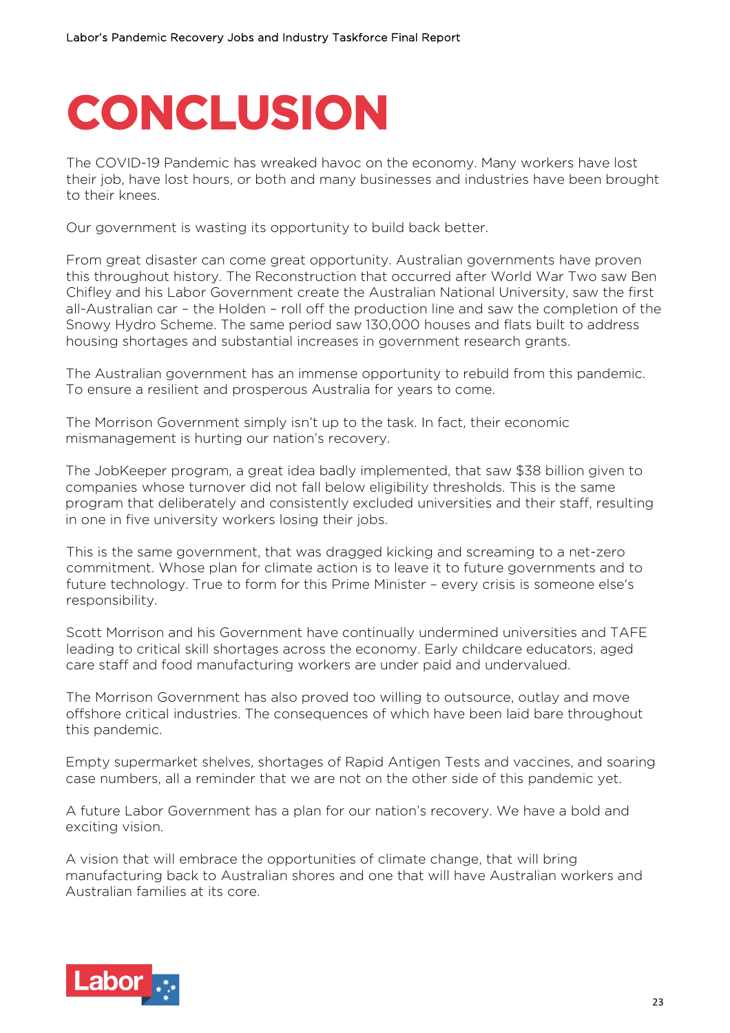# CONCLUSION

The COVID-19 Pandemic has wreaked havoc on the economy. Many workers have lost their job, have lost hours, or both and many businesses and industries have been brought to their knees.

Our government is wasting its opportunity to build back better.

From great disaster can come great opportunity. Australian governments have proven this throughout history. The Reconstruction that occurred after World War Two saw Ben Chifley and his Labor Government create the Australian National University, saw the first all-Australian car – the Holden – roll off the production line and saw the completion of the Snowy Hydro Scheme. The same period saw 130,000 houses and flats built to address housing shortages and substantial increases in government research grants.

The Australian government has an immense opportunity to rebuild from this pandemic. To ensure a resilient and prosperous Australia for years to come.

The Morrison Government simply isn't up to the task. In fact, their economic mismanagement is hurting our nation's recovery.

The JobKeeper program, a great idea badly implemented, that saw $38 billion given to companies whose turnover did not fall below eligibility thresholds. This is the same program that deliberately and consistently excluded universities and their staff, resulting in one in five university workers losing their jobs.

This is the same government, that was dragged kicking and screaming to a net-zero commitment. Whose plan for climate action is to leave it to future governments and to future technology. True to form for this Prime Minister – every crisis is someone else's responsibility.

Scott Morrison and his Government have continually undermined universities and TAFE leading to critical skill shortages across the economy. Early childcare educators, aged care staff and food manufacturing workers are under paid and undervalued.

The Morrison Government has also proved too willing to outsource, outlay and move offshore critical industries. The consequences of which have been laid bare throughout this pandemic.

Empty supermarket shelves, shortages of Rapid Antigen Tests and vaccines, and soaring case numbers, all a reminder that we are not on the other side of this pandemic yet.

A future Labor Government has a plan for our nation's recovery. We have a bold and exciting vision.

A vision that will embrace the opportunities of climate change, that will bring manufacturing back to Australian shores and one that will have Australian workers and Australian families at its core.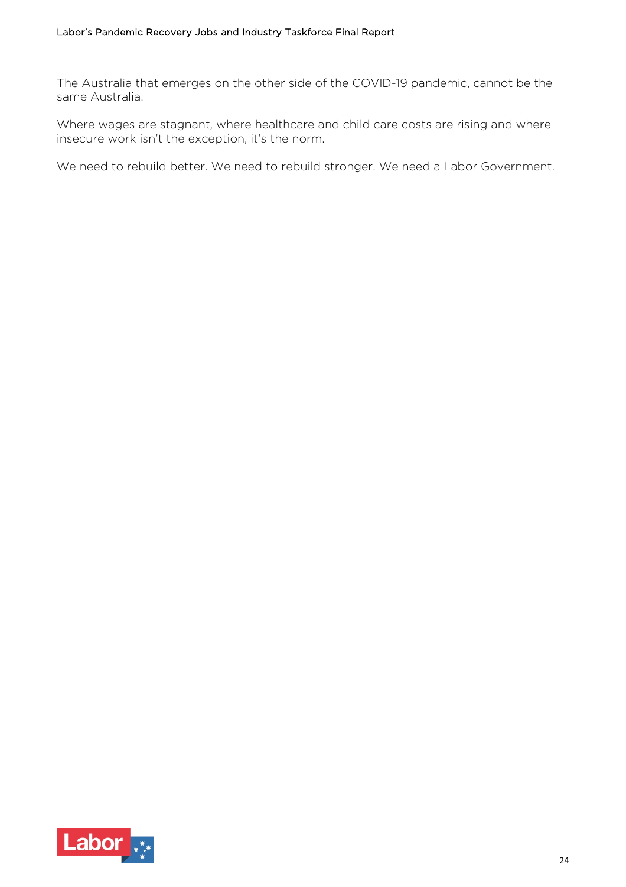The Australia that emerges on the other side of the COVID-19 pandemic, cannot be the same Australia.

Where wages are stagnant, where healthcare and child care costs are rising and where insecure work isn't the exception, it's the norm.

We need to rebuild better. We need to rebuild stronger. We need a Labor Government.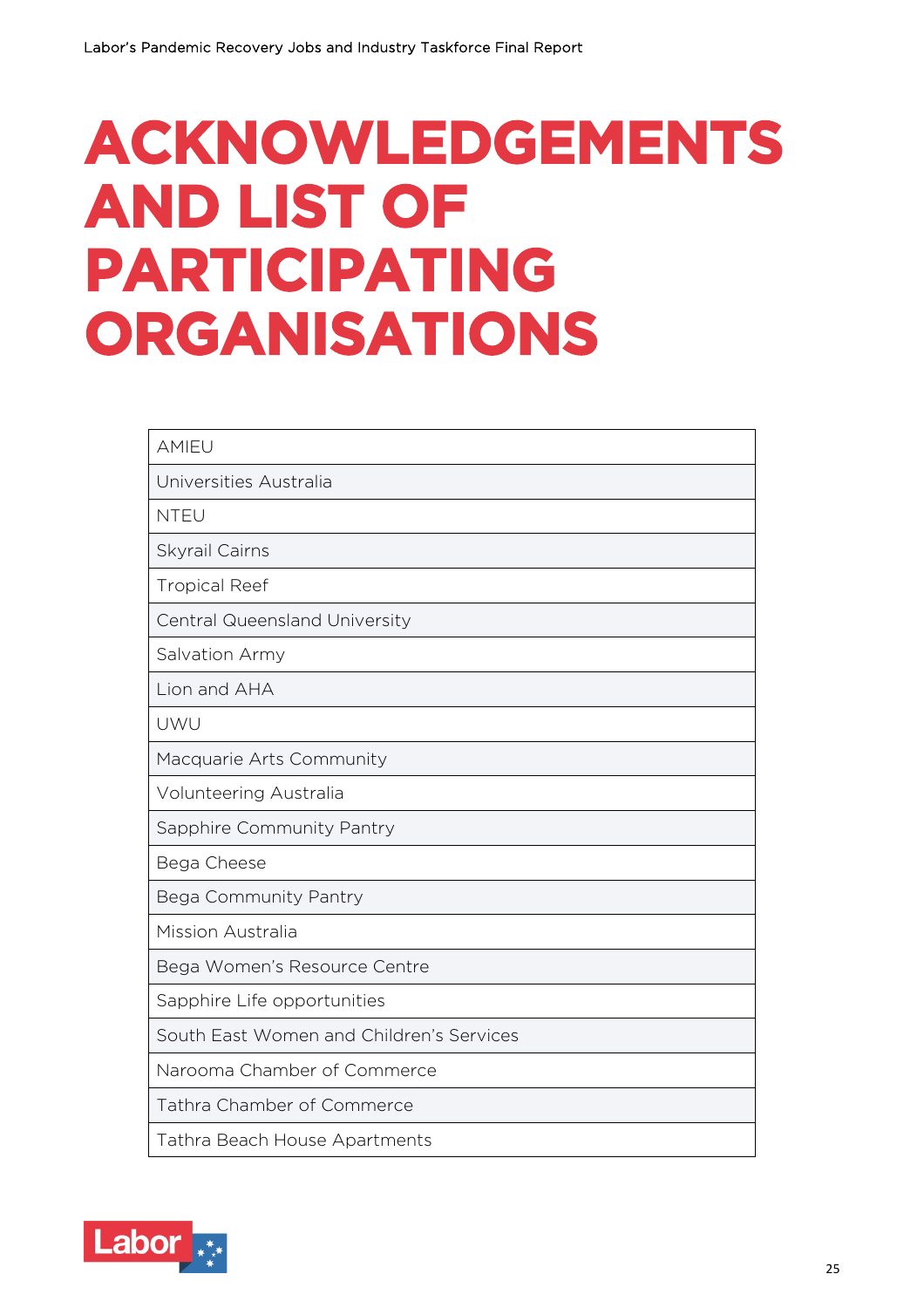# ACKNOWLEDGEMENTS AND LIST OF PARTICIPATING ORGANISATIONS

| AMIEU |
|---|
| Universities Australia |
| NTEU |
| Skyrail Cairns |
| Tropical Reef |
| Central Queensland University |
| Salvation Army |
| Lion and AHA |
| UWU |
| Macquarie Arts Community |
| Volunteering Australia |
| Sapphire Community Pantry |
| Bega Cheese |
| Bega Community Pantry |
| Mission Australia |
| Bega Women's Resource Centre |
| Sapphire Life opportunities |
| South East Women and Children's Services |
| Narooma Chamber of Commerce |
| Tathra Chamber of Commerce |
| Tathra Beach House Apartments |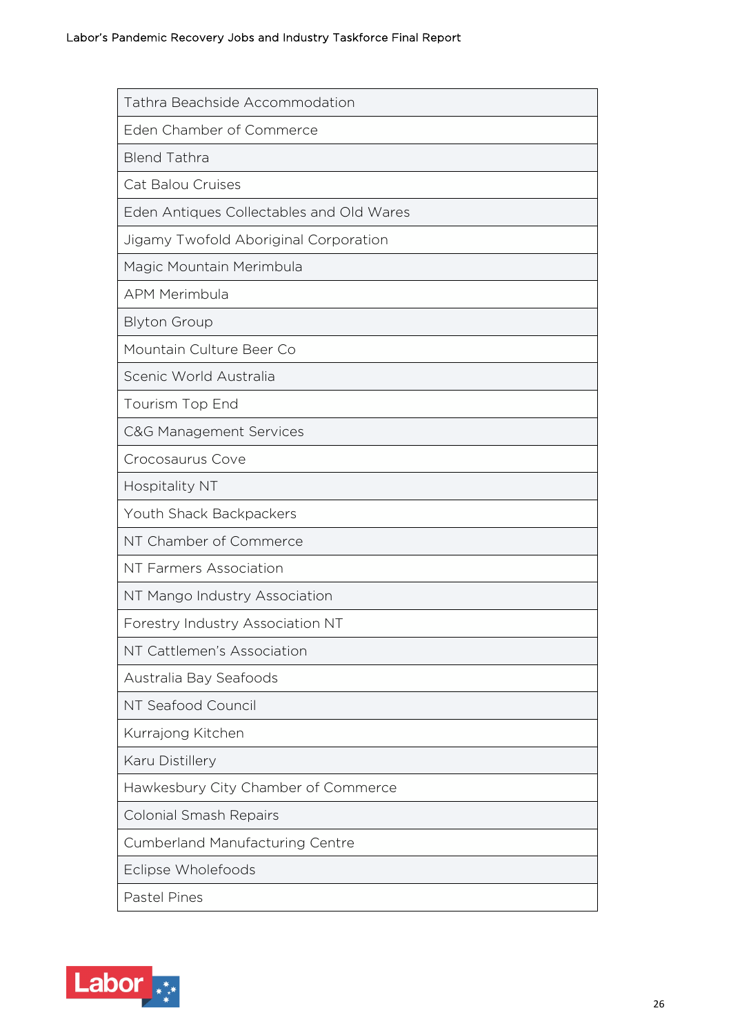| Tathra Beachside Accommodation |
|---|
| Eden Chamber of Commerce |
| Blend Tathra |
| Cat Balou Cruises |
| Eden Antiques Collectables and Old Wares |
| Jigamy Twofold Aboriginal Corporation |
| Magic Mountain Merimbula |
| APM Merimbula |
| Blyton Group |
| Mountain Culture Beer Co |
| Scenic World Australia |
| Tourism Top End |
| C&G Management Services |
| Crocosaurus Cove |
| Hospitality NT |
| Youth Shack Backpackers |
| NT Chamber of Commerce |
| NT Farmers Association |
| NT Mango Industry Association |
| Forestry Industry Association NT |
| NT Cattlemen's Association |
| Australia Bay Seafoods |
| NT Seafood Council |
| Kurrajong Kitchen |
| Karu Distillery |
| Hawkesbury City Chamber of Commerce |
| Colonial Smash Repairs |
| Cumberland Manufacturing Centre |
| Eclipse Wholefoods |
| Pastel Pines |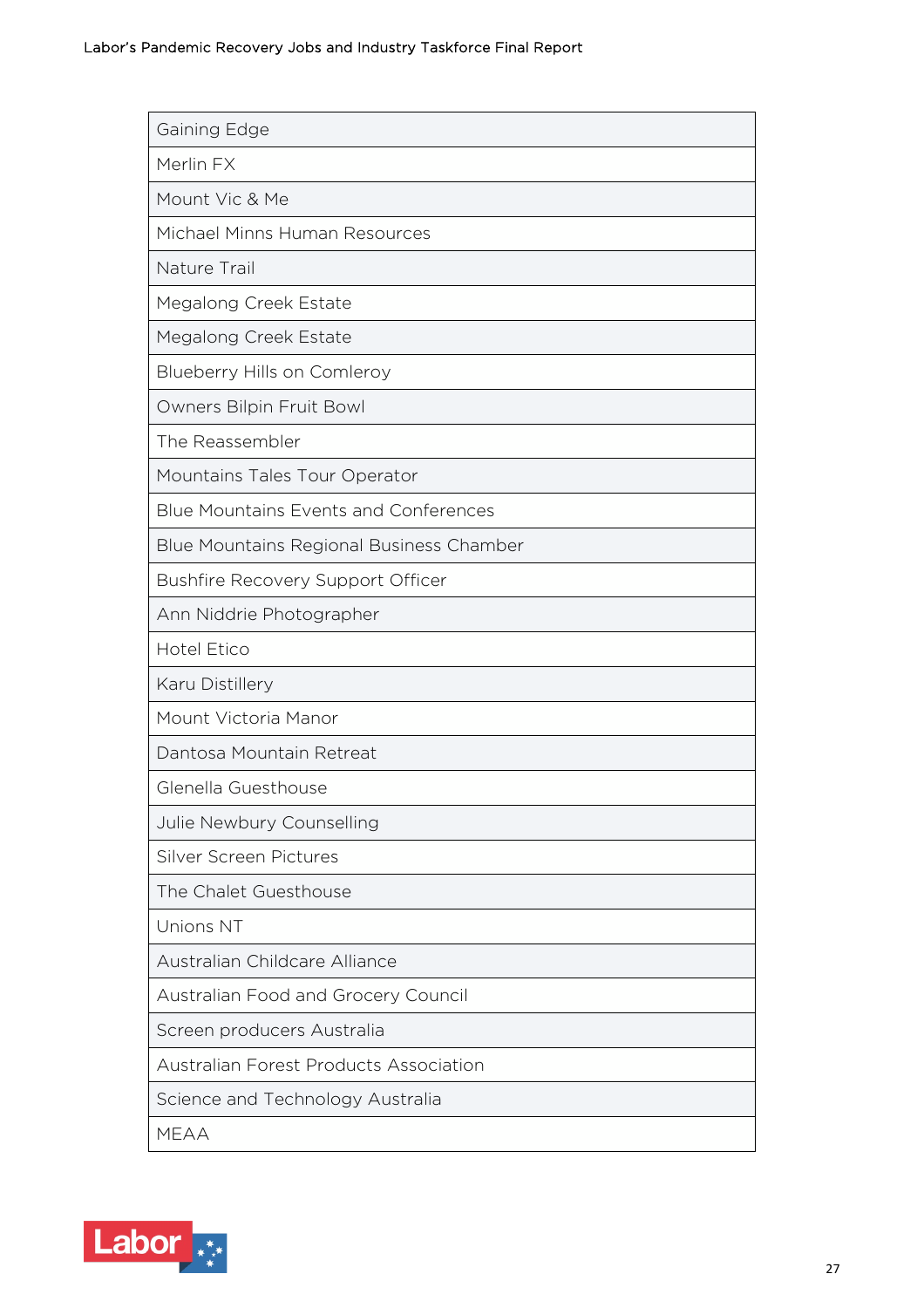| Gaining Edge |
|---|
| Merlin FX |
| Mount Vic & Me |
| Michael Minns Human Resources |
| Nature Trail |
| Megalong Creek Estate |
| Megalong Creek Estate |
| Blueberry Hills on Comleroy |
| Owners Bilpin Fruit Bowl |
| The Reassembler |
| Mountains Tales Tour Operator |
| Blue Mountains Events and Conferences |
| Blue Mountains Regional Business Chamber |
| Bushfire Recovery Support Officer |
| Ann Niddrie Photographer |
| Hotel Etico |
| Karu Distillery |
| Mount Victoria Manor |
| Dantosa Mountain Retreat |
| Glenella Guesthouse |
| Julie Newbury Counselling |
| Silver Screen Pictures |
| The Chalet Guesthouse |
| Unions NT |
| Australian Childcare Alliance |
| Australian Food and Grocery Council |
| Screen producers Australia |
| Australian Forest Products Association |
| Science and Technology Australia |
| MEAA |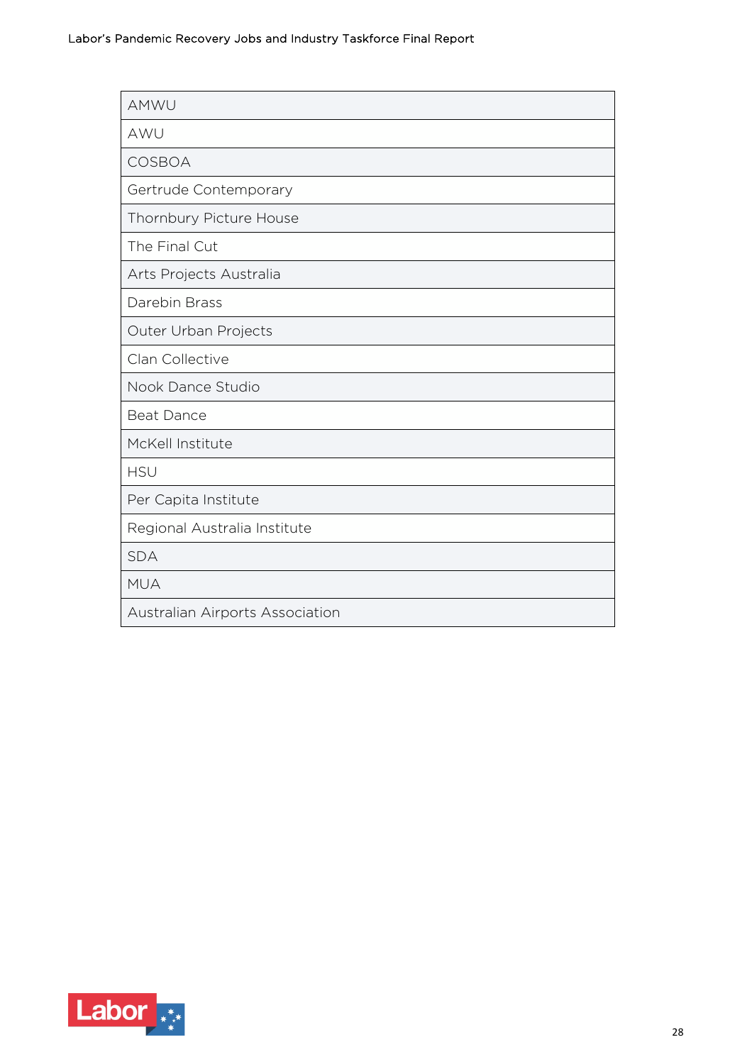| |
|---|
| AMWU |
| AWU |
| COSBOA |
| Gertrude Contemporary |
| Thornbury Picture House |
| The Final Cut |
| Arts Projects Australia |
| Darebin Brass |
| Outer Urban Projects |
| Clan Collective |
| Nook Dance Studio |
| Beat Dance |
| McKell Institute |
| HSU |
| Per Capita Institute |
| Regional Australia Institute |
| SDA |
| MUA |
| Australian Airports Association |